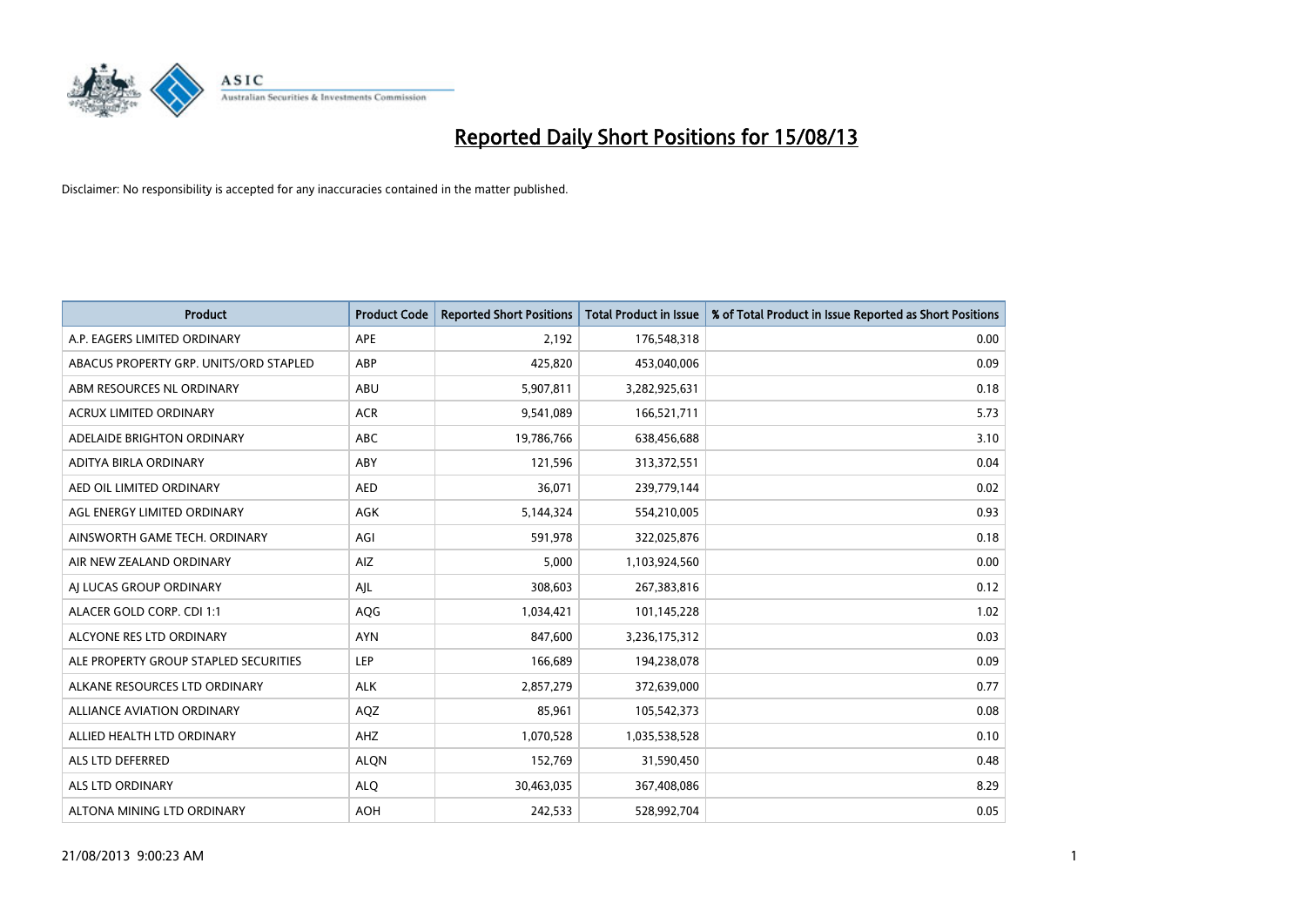# Reported Daily Short Positions for 15/08/13

Disclaimer: No responsibility is accepted for any inaccuracies contained in the matter published.

| Product | Product Code | Reported Short Positions | Total Product in Issue | % of Total Product in Issue Reported as Short Positions |
|---|---|---|---|---|
| A.P. EAGERS LIMITED ORDINARY | APE | 2,192 | 176,548,318 | 0.00 |
| ABACUS PROPERTY GRP. UNITS/ORD STAPLED | ABP | 425,820 | 453,040,006 | 0.09 |
| ABM RESOURCES NL ORDINARY | ABU | 5,907,811 | 3,282,925,631 | 0.18 |
| ACRUX LIMITED ORDINARY | ACR | 9,541,089 | 166,521,711 | 5.73 |
| ADELAIDE BRIGHTON ORDINARY | ABC | 19,786,766 | 638,456,688 | 3.10 |
| ADITYA BIRLA ORDINARY | ABY | 121,596 | 313,372,551 | 0.04 |
| AED OIL LIMITED ORDINARY | AED | 36,071 | 239,779,144 | 0.02 |
| AGL ENERGY LIMITED ORDINARY | AGK | 5,144,324 | 554,210,005 | 0.93 |
| AINSWORTH GAME TECH. ORDINARY | AGI | 591,978 | 322,025,876 | 0.18 |
| AIR NEW ZEALAND ORDINARY | AIZ | 5,000 | 1,103,924,560 | 0.00 |
| AJ LUCAS GROUP ORDINARY | AJL | 308,603 | 267,383,816 | 0.12 |
| ALACER GOLD CORP. CDI 1:1 | AQG | 1,034,421 | 101,145,228 | 1.02 |
| ALCYONE RES LTD ORDINARY | AYN | 847,600 | 3,236,175,312 | 0.03 |
| ALE PROPERTY GROUP STAPLED SECURITIES | LEP | 166,689 | 194,238,078 | 0.09 |
| ALKANE RESOURCES LTD ORDINARY | ALK | 2,857,279 | 372,639,000 | 0.77 |
| ALLIANCE AVIATION ORDINARY | AQZ | 85,961 | 105,542,373 | 0.08 |
| ALLIED HEALTH LTD ORDINARY | AHZ | 1,070,528 | 1,035,538,528 | 0.10 |
| ALS LTD DEFERRED | ALQN | 152,769 | 31,590,450 | 0.48 |
| ALS LTD ORDINARY | ALQ | 30,463,035 | 367,408,086 | 8.29 |
| ALTONA MINING LTD ORDINARY | AOH | 242,533 | 528,992,704 | 0.05 |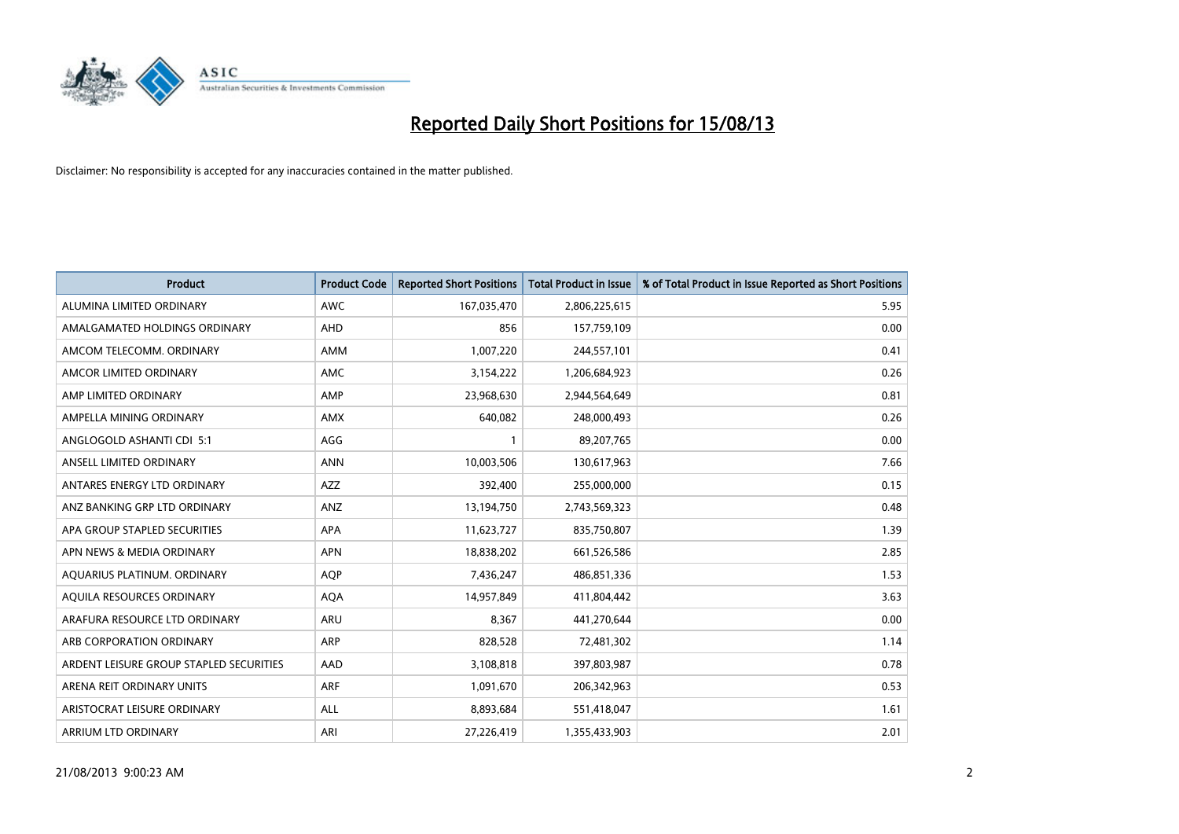# Reported Daily Short Positions for 15/08/13

Disclaimer: No responsibility is accepted for any inaccuracies contained in the matter published.

| Product | Product Code | Reported Short Positions | Total Product in Issue | % of Total Product in Issue Reported as Short Positions |
|---|---|---|---|---|
| ALUMINA LIMITED ORDINARY | AWC | 167,035,470 | 2,806,225,615 | 5.95 |
| AMALGAMATED HOLDINGS ORDINARY | AHD | 856 | 157,759,109 | 0.00 |
| AMCOM TELECOMM. ORDINARY | AMM | 1,007,220 | 244,557,101 | 0.41 |
| AMCOR LIMITED ORDINARY | AMC | 3,154,222 | 1,206,684,923 | 0.26 |
| AMP LIMITED ORDINARY | AMP | 23,968,630 | 2,944,564,649 | 0.81 |
| AMPELLA MINING ORDINARY | AMX | 640,082 | 248,000,493 | 0.26 |
| ANGLOGOLD ASHANTI CDI 5:1 | AGG | 1 | 89,207,765 | 0.00 |
| ANSELL LIMITED ORDINARY | ANN | 10,003,506 | 130,617,963 | 7.66 |
| ANTARES ENERGY LTD ORDINARY | AZZ | 392,400 | 255,000,000 | 0.15 |
| ANZ BANKING GRP LTD ORDINARY | ANZ | 13,194,750 | 2,743,569,323 | 0.48 |
| APA GROUP STAPLED SECURITIES | APA | 11,623,727 | 835,750,807 | 1.39 |
| APN NEWS & MEDIA ORDINARY | APN | 18,838,202 | 661,526,586 | 2.85 |
| AQUARIUS PLATINUM. ORDINARY | AQP | 7,436,247 | 486,851,336 | 1.53 |
| AQUILA RESOURCES ORDINARY | AQA | 14,957,849 | 411,804,442 | 3.63 |
| ARAFURA RESOURCE LTD ORDINARY | ARU | 8,367 | 441,270,644 | 0.00 |
| ARB CORPORATION ORDINARY | ARP | 828,528 | 72,481,302 | 1.14 |
| ARDENT LEISURE GROUP STAPLED SECURITIES | AAD | 3,108,818 | 397,803,987 | 0.78 |
| ARENA REIT ORDINARY UNITS | ARF | 1,091,670 | 206,342,963 | 0.53 |
| ARISTOCRAT LEISURE ORDINARY | ALL | 8,893,684 | 551,418,047 | 1.61 |
| ARRIUM LTD ORDINARY | ARI | 27,226,419 | 1,355,433,903 | 2.01 |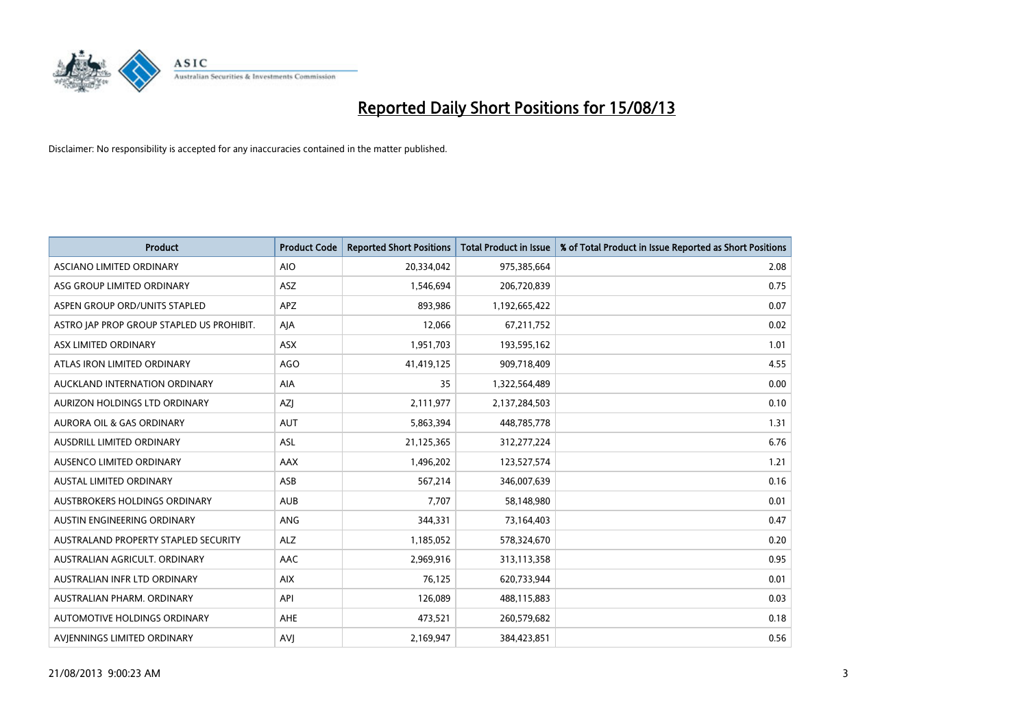# Reported Daily Short Positions for 15/08/13

Disclaimer: No responsibility is accepted for any inaccuracies contained in the matter published.

| Product | Product Code | Reported Short Positions | Total Product in Issue | % of Total Product in Issue Reported as Short Positions |
|---|---|---|---|---|
| ASCIANO LIMITED ORDINARY | AIO | 20,334,042 | 975,385,664 | 2.08 |
| ASG GROUP LIMITED ORDINARY | ASZ | 1,546,694 | 206,720,839 | 0.75 |
| ASPEN GROUP ORD/UNITS STAPLED | APZ | 893,986 | 1,192,665,422 | 0.07 |
| ASTRO JAP PROP GROUP STAPLED US PROHIBIT. | AJA | 12,066 | 67,211,752 | 0.02 |
| ASX LIMITED ORDINARY | ASX | 1,951,703 | 193,595,162 | 1.01 |
| ATLAS IRON LIMITED ORDINARY | AGO | 41,419,125 | 909,718,409 | 4.55 |
| AUCKLAND INTERNATION ORDINARY | AIA | 35 | 1,322,564,489 | 0.00 |
| AURIZON HOLDINGS LTD ORDINARY | AZJ | 2,111,977 | 2,137,284,503 | 0.10 |
| AURORA OIL & GAS ORDINARY | AUT | 5,863,394 | 448,785,778 | 1.31 |
| AUSDRILL LIMITED ORDINARY | ASL | 21,125,365 | 312,277,224 | 6.76 |
| AUSENCO LIMITED ORDINARY | AAX | 1,496,202 | 123,527,574 | 1.21 |
| AUSTAL LIMITED ORDINARY | ASB | 567,214 | 346,007,639 | 0.16 |
| AUSTBROKERS HOLDINGS ORDINARY | AUB | 7,707 | 58,148,980 | 0.01 |
| AUSTIN ENGINEERING ORDINARY | ANG | 344,331 | 73,164,403 | 0.47 |
| AUSTRALAND PROPERTY STAPLED SECURITY | ALZ | 1,185,052 | 578,324,670 | 0.20 |
| AUSTRALIAN AGRICULT. ORDINARY | AAC | 2,969,916 | 313,113,358 | 0.95 |
| AUSTRALIAN INFR LTD ORDINARY | AIX | 76,125 | 620,733,944 | 0.01 |
| AUSTRALIAN PHARM. ORDINARY | API | 126,089 | 488,115,883 | 0.03 |
| AUTOMOTIVE HOLDINGS ORDINARY | AHE | 473,521 | 260,579,682 | 0.18 |
| AVJENNINGS LIMITED ORDINARY | AVJ | 2,169,947 | 384,423,851 | 0.56 |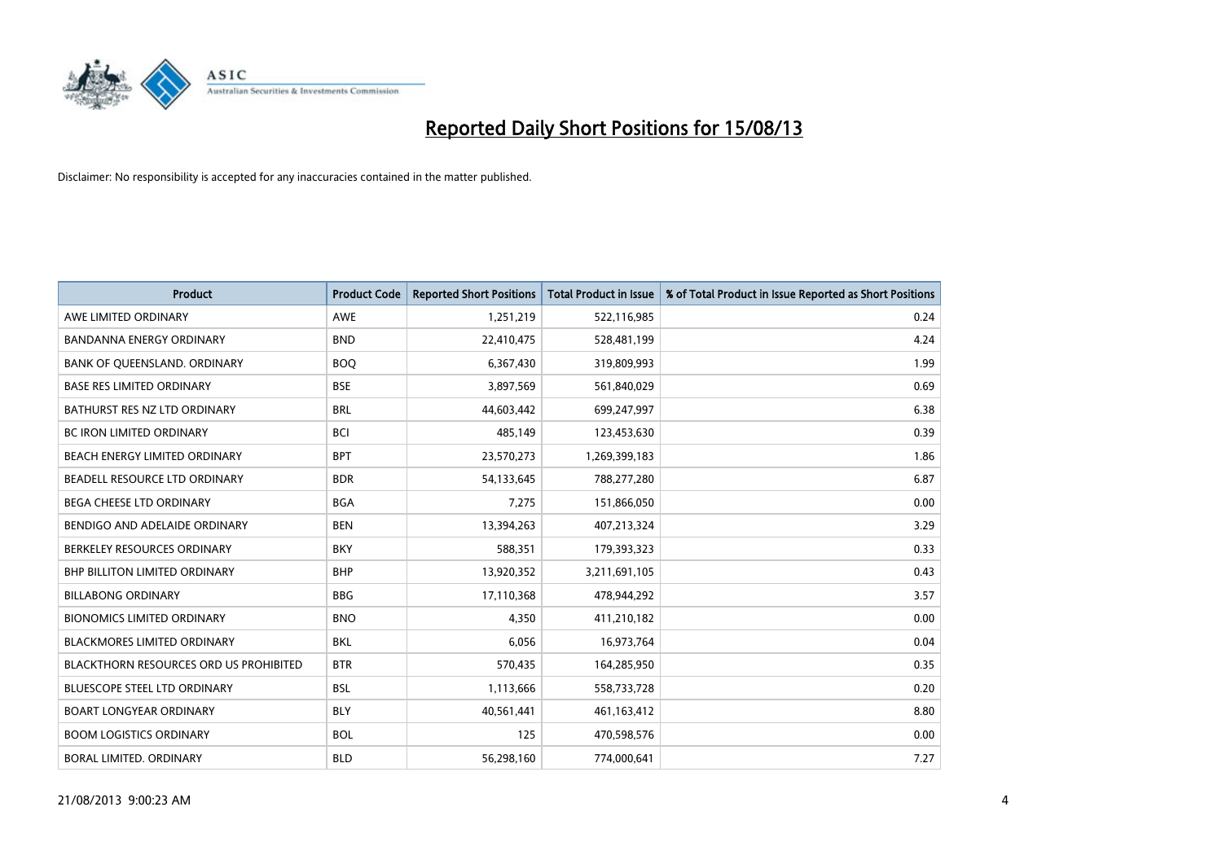# Reported Daily Short Positions for 15/08/13

Disclaimer: No responsibility is accepted for any inaccuracies contained in the matter published.

| Product | Product Code | Reported Short Positions | Total Product in Issue | % of Total Product in Issue Reported as Short Positions |
| --- | --- | --- | --- | --- |
| AWE LIMITED ORDINARY | AWE | 1,251,219 | 522,116,985 | 0.24 |
| BANDANNA ENERGY ORDINARY | BND | 22,410,475 | 528,481,199 | 4.24 |
| BANK OF QUEENSLAND. ORDINARY | BOQ | 6,367,430 | 319,809,993 | 1.99 |
| BASE RES LIMITED ORDINARY | BSE | 3,897,569 | 561,840,029 | 0.69 |
| BATHURST RES NZ LTD ORDINARY | BRL | 44,603,442 | 699,247,997 | 6.38 |
| BC IRON LIMITED ORDINARY | BCI | 485,149 | 123,453,630 | 0.39 |
| BEACH ENERGY LIMITED ORDINARY | BPT | 23,570,273 | 1,269,399,183 | 1.86 |
| BEADELL RESOURCE LTD ORDINARY | BDR | 54,133,645 | 788,277,280 | 6.87 |
| BEGA CHEESE LTD ORDINARY | BGA | 7,275 | 151,866,050 | 0.00 |
| BENDIGO AND ADELAIDE ORDINARY | BEN | 13,394,263 | 407,213,324 | 3.29 |
| BERKELEY RESOURCES ORDINARY | BKY | 588,351 | 179,393,323 | 0.33 |
| BHP BILLITON LIMITED ORDINARY | BHP | 13,920,352 | 3,211,691,105 | 0.43 |
| BILLABONG ORDINARY | BBG | 17,110,368 | 478,944,292 | 3.57 |
| BIONOMICS LIMITED ORDINARY | BNO | 4,350 | 411,210,182 | 0.00 |
| BLACKMORES LIMITED ORDINARY | BKL | 6,056 | 16,973,764 | 0.04 |
| BLACKTHORN RESOURCES ORD US PROHIBITED | BTR | 570,435 | 164,285,950 | 0.35 |
| BLUESCOPE STEEL LTD ORDINARY | BSL | 1,113,666 | 558,733,728 | 0.20 |
| BOART LONGYEAR ORDINARY | BLY | 40,561,441 | 461,163,412 | 8.80 |
| BOOM LOGISTICS ORDINARY | BOL | 125 | 470,598,576 | 0.00 |
| BORAL LIMITED. ORDINARY | BLD | 56,298,160 | 774,000,641 | 7.27 |

21/08/2013 9:00:23 AM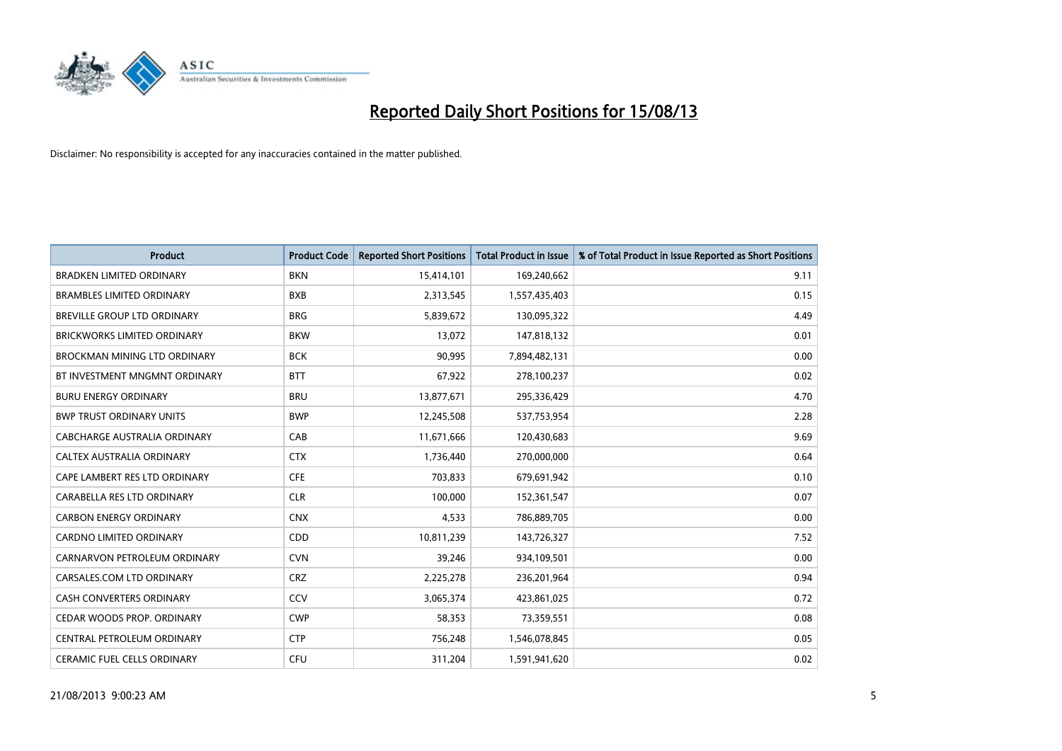# Reported Daily Short Positions for 15/08/13

Disclaimer: No responsibility is accepted for any inaccuracies contained in the matter published.

| Product | Product Code | Reported Short Positions | Total Product in Issue | % of Total Product in Issue Reported as Short Positions |
|---|---|---|---|---|
| BRADKEN LIMITED ORDINARY | BKN | 15,414,101 | 169,240,662 | 9.11 |
| BRAMBLES LIMITED ORDINARY | BXB | 2,313,545 | 1,557,435,403 | 0.15 |
| BREVILLE GROUP LTD ORDINARY | BRG | 5,839,672 | 130,095,322 | 4.49 |
| BRICKWORKS LIMITED ORDINARY | BKW | 13,072 | 147,818,132 | 0.01 |
| BROCKMAN MINING LTD ORDINARY | BCK | 90,995 | 7,894,482,131 | 0.00 |
| BT INVESTMENT MNGMNT ORDINARY | BTT | 67,922 | 278,100,237 | 0.02 |
| BURU ENERGY ORDINARY | BRU | 13,877,671 | 295,336,429 | 4.70 |
| BWP TRUST ORDINARY UNITS | BWP | 12,245,508 | 537,753,954 | 2.28 |
| CABCHARGE AUSTRALIA ORDINARY | CAB | 11,671,666 | 120,430,683 | 9.69 |
| CALTEX AUSTRALIA ORDINARY | CTX | 1,736,440 | 270,000,000 | 0.64 |
| CAPE LAMBERT RES LTD ORDINARY | CFE | 703,833 | 679,691,942 | 0.10 |
| CARABELLA RES LTD ORDINARY | CLR | 100,000 | 152,361,547 | 0.07 |
| CARBON ENERGY ORDINARY | CNX | 4,533 | 786,889,705 | 0.00 |
| CARDNO LIMITED ORDINARY | CDD | 10,811,239 | 143,726,327 | 7.52 |
| CARNARVON PETROLEUM ORDINARY | CVN | 39,246 | 934,109,501 | 0.00 |
| CARSALES.COM LTD ORDINARY | CRZ | 2,225,278 | 236,201,964 | 0.94 |
| CASH CONVERTERS ORDINARY | CCV | 3,065,374 | 423,861,025 | 0.72 |
| CEDAR WOODS PROP. ORDINARY | CWP | 58,353 | 73,359,551 | 0.08 |
| CENTRAL PETROLEUM ORDINARY | CTP | 756,248 | 1,546,078,845 | 0.05 |
| CERAMIC FUEL CELLS ORDINARY | CFU | 311,204 | 1,591,941,620 | 0.02 |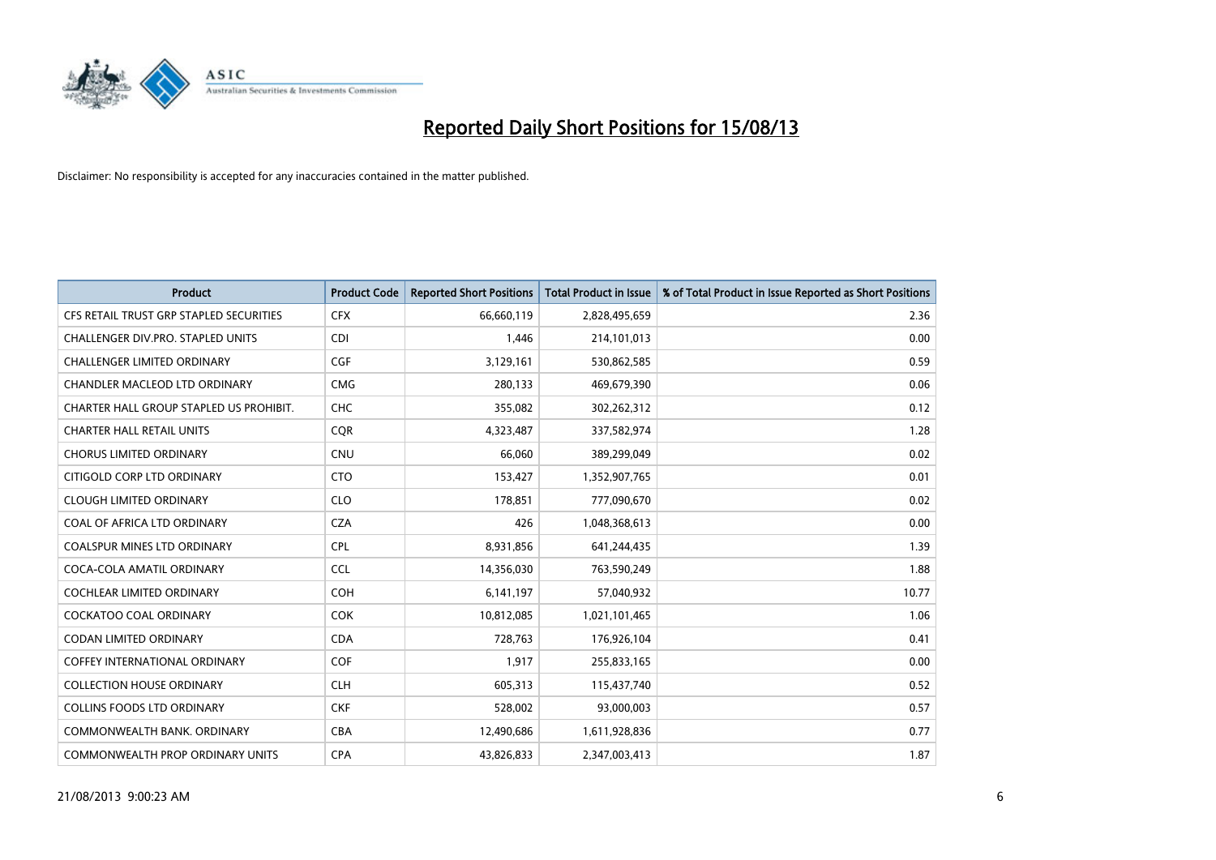# Reported Daily Short Positions for 15/08/13

Disclaimer: No responsibility is accepted for any inaccuracies contained in the matter published.

| Product | Product Code | Reported Short Positions | Total Product in Issue | % of Total Product in Issue Reported as Short Positions |
|---|---|---|---|---|
| CFS RETAIL TRUST GRP STAPLED SECURITIES | CFX | 66,660,119 | 2,828,495,659 | 2.36 |
| CHALLENGER DIV.PRO. STAPLED UNITS | CDI | 1,446 | 214,101,013 | 0.00 |
| CHALLENGER LIMITED ORDINARY | CGF | 3,129,161 | 530,862,585 | 0.59 |
| CHANDLER MACLEOD LTD ORDINARY | CMG | 280,133 | 469,679,390 | 0.06 |
| CHARTER HALL GROUP STAPLED US PROHIBIT. | CHC | 355,082 | 302,262,312 | 0.12 |
| CHARTER HALL RETAIL UNITS | CQR | 4,323,487 | 337,582,974 | 1.28 |
| CHORUS LIMITED ORDINARY | CNU | 66,060 | 389,299,049 | 0.02 |
| CITIGOLD CORP LTD ORDINARY | CTO | 153,427 | 1,352,907,765 | 0.01 |
| CLOUGH LIMITED ORDINARY | CLO | 178,851 | 777,090,670 | 0.02 |
| COAL OF AFRICA LTD ORDINARY | CZA | 426 | 1,048,368,613 | 0.00 |
| COALSPUR MINES LTD ORDINARY | CPL | 8,931,856 | 641,244,435 | 1.39 |
| COCA-COLA AMATIL ORDINARY | CCL | 14,356,030 | 763,590,249 | 1.88 |
| COCHLEAR LIMITED ORDINARY | COH | 6,141,197 | 57,040,932 | 10.77 |
| COCKATOO COAL ORDINARY | COK | 10,812,085 | 1,021,101,465 | 1.06 |
| CODAN LIMITED ORDINARY | CDA | 728,763 | 176,926,104 | 0.41 |
| COFFEY INTERNATIONAL ORDINARY | COF | 1,917 | 255,833,165 | 0.00 |
| COLLECTION HOUSE ORDINARY | CLH | 605,313 | 115,437,740 | 0.52 |
| COLLINS FOODS LTD ORDINARY | CKF | 528,002 | 93,000,003 | 0.57 |
| COMMONWEALTH BANK. ORDINARY | CBA | 12,490,686 | 1,611,928,836 | 0.77 |
| COMMONWEALTH PROP ORDINARY UNITS | CPA | 43,826,833 | 2,347,003,413 | 1.87 |

21/08/2013 9:00:23 AM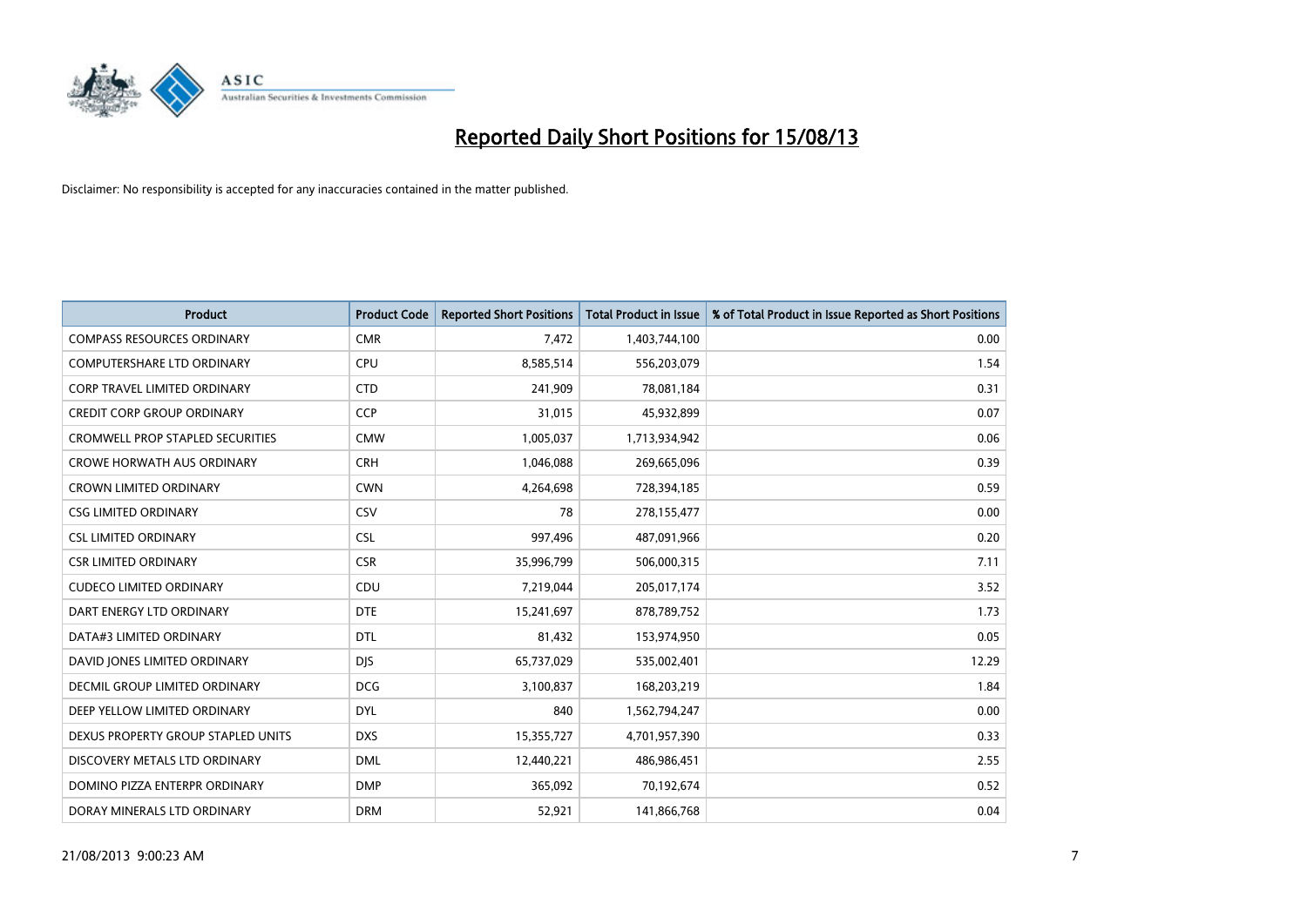# Reported Daily Short Positions for 15/08/13

Disclaimer: No responsibility is accepted for any inaccuracies contained in the matter published.

| Product | Product Code | Reported Short Positions | Total Product in Issue | % of Total Product in Issue Reported as Short Positions |
|---|---|---|---|---|
| COMPASS RESOURCES ORDINARY | CMR | 7,472 | 1,403,744,100 | 0.00 |
| COMPUTERSHARE LTD ORDINARY | CPU | 8,585,514 | 556,203,079 | 1.54 |
| CORP TRAVEL LIMITED ORDINARY | CTD | 241,909 | 78,081,184 | 0.31 |
| CREDIT CORP GROUP ORDINARY | CCP | 31,015 | 45,932,899 | 0.07 |
| CROMWELL PROP STAPLED SECURITIES | CMW | 1,005,037 | 1,713,934,942 | 0.06 |
| CROWE HORWATH AUS ORDINARY | CRH | 1,046,088 | 269,665,096 | 0.39 |
| CROWN LIMITED ORDINARY | CWN | 4,264,698 | 728,394,185 | 0.59 |
| CSG LIMITED ORDINARY | CSV | 78 | 278,155,477 | 0.00 |
| CSL LIMITED ORDINARY | CSL | 997,496 | 487,091,966 | 0.20 |
| CSR LIMITED ORDINARY | CSR | 35,996,799 | 506,000,315 | 7.11 |
| CUDECO LIMITED ORDINARY | CDU | 7,219,044 | 205,017,174 | 3.52 |
| DART ENERGY LTD ORDINARY | DTE | 15,241,697 | 878,789,752 | 1.73 |
| DATA#3 LIMITED ORDINARY | DTL | 81,432 | 153,974,950 | 0.05 |
| DAVID JONES LIMITED ORDINARY | DJS | 65,737,029 | 535,002,401 | 12.29 |
| DECMIL GROUP LIMITED ORDINARY | DCG | 3,100,837 | 168,203,219 | 1.84 |
| DEEP YELLOW LIMITED ORDINARY | DYL | 840 | 1,562,794,247 | 0.00 |
| DEXUS PROPERTY GROUP STAPLED UNITS | DXS | 15,355,727 | 4,701,957,390 | 0.33 |
| DISCOVERY METALS LTD ORDINARY | DML | 12,440,221 | 486,986,451 | 2.55 |
| DOMINO PIZZA ENTERPR ORDINARY | DMP | 365,092 | 70,192,674 | 0.52 |
| DORAY MINERALS LTD ORDINARY | DRM | 52,921 | 141,866,768 | 0.04 |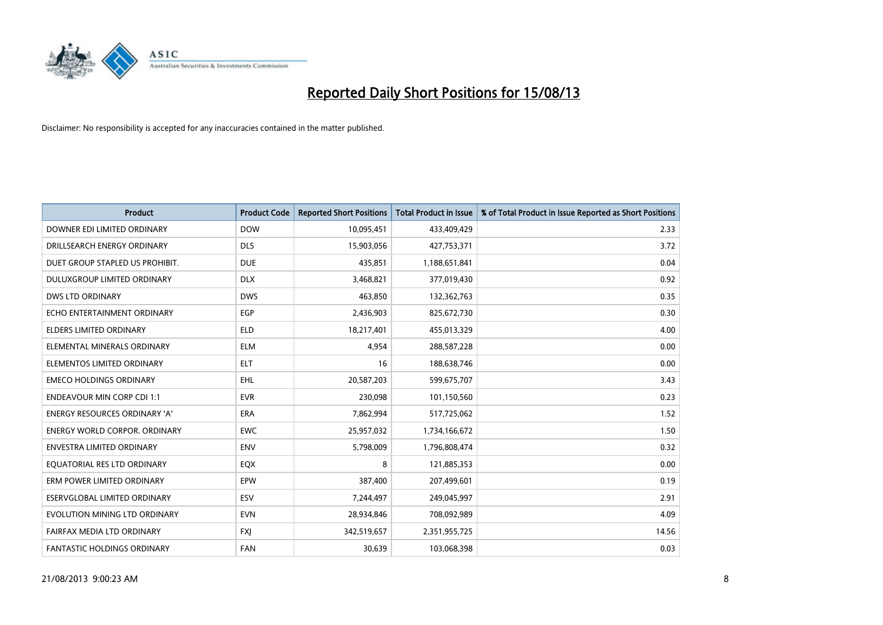# Reported Daily Short Positions for 15/08/13

Disclaimer: No responsibility is accepted for any inaccuracies contained in the matter published.

| Product | Product Code | Reported Short Positions | Total Product in Issue | % of Total Product in Issue Reported as Short Positions |
|---|---|---|---|---|
| DOWNER EDI LIMITED ORDINARY | DOW | 10,095,451 | 433,409,429 | 2.33 |
| DRILLSEARCH ENERGY ORDINARY | DLS | 15,903,056 | 427,753,371 | 3.72 |
| DUET GROUP STAPLED US PROHIBIT. | DUE | 435,851 | 1,188,651,841 | 0.04 |
| DULUXGROUP LIMITED ORDINARY | DLX | 3,468,821 | 377,019,430 | 0.92 |
| DWS LTD ORDINARY | DWS | 463,850 | 132,362,763 | 0.35 |
| ECHO ENTERTAINMENT ORDINARY | EGP | 2,436,903 | 825,672,730 | 0.30 |
| ELDERS LIMITED ORDINARY | ELD | 18,217,401 | 455,013,329 | 4.00 |
| ELEMENTAL MINERALS ORDINARY | ELM | 4,954 | 288,587,228 | 0.00 |
| ELEMENTOS LIMITED ORDINARY | ELT | 16 | 188,638,746 | 0.00 |
| EMECO HOLDINGS ORDINARY | EHL | 20,587,203 | 599,675,707 | 3.43 |
| ENDEAVOUR MIN CORP CDI 1:1 | EVR | 230,098 | 101,150,560 | 0.23 |
| ENERGY RESOURCES ORDINARY 'A' | ERA | 7,862,994 | 517,725,062 | 1.52 |
| ENERGY WORLD CORPOR. ORDINARY | EWC | 25,957,032 | 1,734,166,672 | 1.50 |
| ENVESTRA LIMITED ORDINARY | ENV | 5,798,009 | 1,796,808,474 | 0.32 |
| EQUATORIAL RES LTD ORDINARY | EQX | 8 | 121,885,353 | 0.00 |
| ERM POWER LIMITED ORDINARY | EPW | 387,400 | 207,499,601 | 0.19 |
| ESERVGLOBAL LIMITED ORDINARY | ESV | 7,244,497 | 249,045,997 | 2.91 |
| EVOLUTION MINING LTD ORDINARY | EVN | 28,934,846 | 708,092,989 | 4.09 |
| FAIRFAX MEDIA LTD ORDINARY | FXJ | 342,519,657 | 2,351,955,725 | 14.56 |
| FANTASTIC HOLDINGS ORDINARY | FAN | 30,639 | 103,068,398 | 0.03 |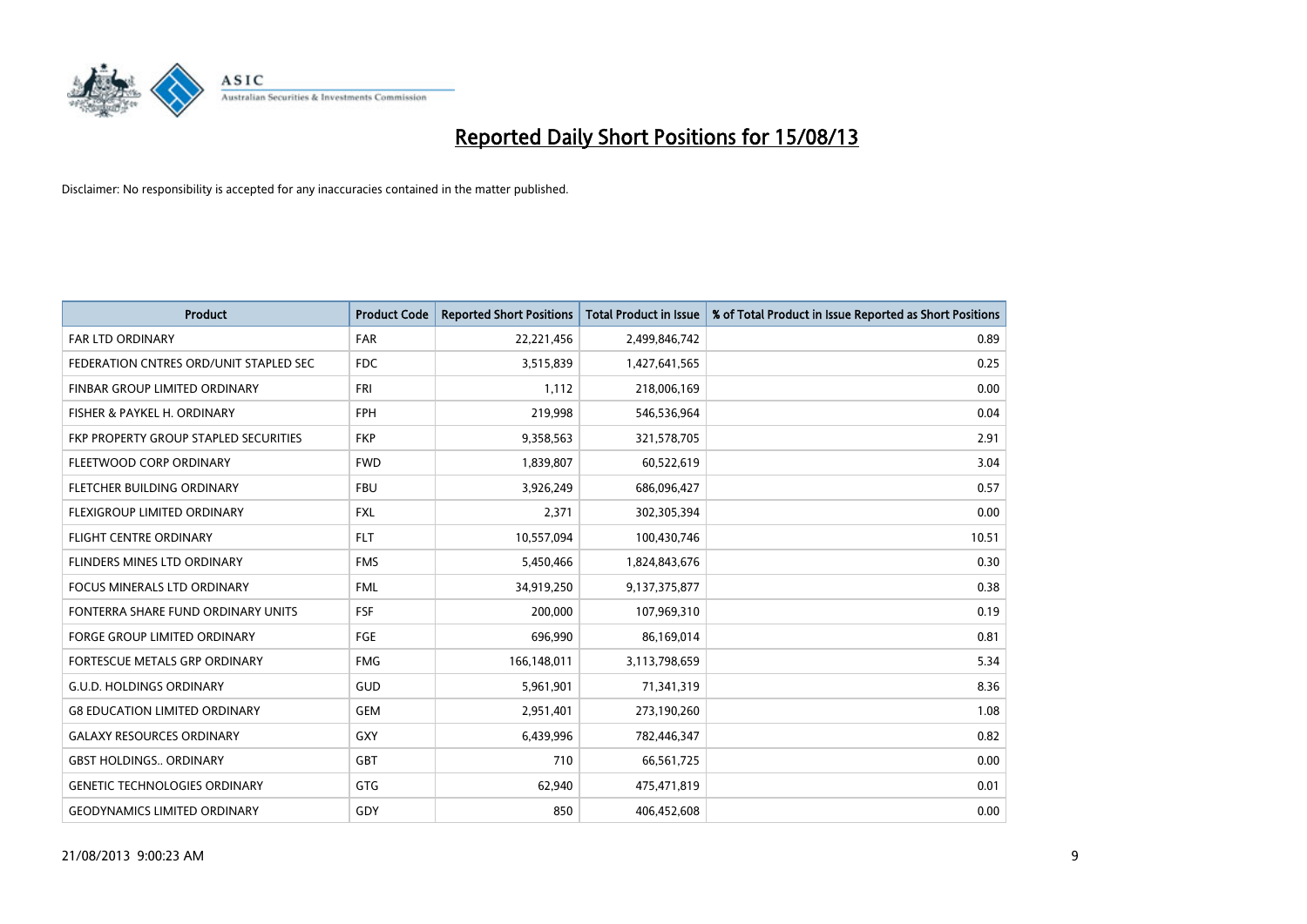# Reported Daily Short Positions for 15/08/13

Disclaimer: No responsibility is accepted for any inaccuracies contained in the matter published.

| Product | Product Code | Reported Short Positions | Total Product in Issue | % of Total Product in Issue Reported as Short Positions |
|---|---|---|---|---|
| FAR LTD ORDINARY | FAR | 22,221,456 | 2,499,846,742 | 0.89 |
| FEDERATION CNTRES ORD/UNIT STAPLED SEC | FDC | 3,515,839 | 1,427,641,565 | 0.25 |
| FINBAR GROUP LIMITED ORDINARY | FRI | 1,112 | 218,006,169 | 0.00 |
| FISHER & PAYKEL H. ORDINARY | FPH | 219,998 | 546,536,964 | 0.04 |
| FKP PROPERTY GROUP STAPLED SECURITIES | FKP | 9,358,563 | 321,578,705 | 2.91 |
| FLEETWOOD CORP ORDINARY | FWD | 1,839,807 | 60,522,619 | 3.04 |
| FLETCHER BUILDING ORDINARY | FBU | 3,926,249 | 686,096,427 | 0.57 |
| FLEXIGROUP LIMITED ORDINARY | FXL | 2,371 | 302,305,394 | 0.00 |
| FLIGHT CENTRE ORDINARY | FLT | 10,557,094 | 100,430,746 | 10.51 |
| FLINDERS MINES LTD ORDINARY | FMS | 5,450,466 | 1,824,843,676 | 0.30 |
| FOCUS MINERALS LTD ORDINARY | FML | 34,919,250 | 9,137,375,877 | 0.38 |
| FONTERRA SHARE FUND ORDINARY UNITS | FSF | 200,000 | 107,969,310 | 0.19 |
| FORGE GROUP LIMITED ORDINARY | FGE | 696,990 | 86,169,014 | 0.81 |
| FORTESCUE METALS GRP ORDINARY | FMG | 166,148,011 | 3,113,798,659 | 5.34 |
| G.U.D. HOLDINGS ORDINARY | GUD | 5,961,901 | 71,341,319 | 8.36 |
| G8 EDUCATION LIMITED ORDINARY | GEM | 2,951,401 | 273,190,260 | 1.08 |
| GALAXY RESOURCES ORDINARY | GXY | 6,439,996 | 782,446,347 | 0.82 |
| GBST HOLDINGS.. ORDINARY | GBT | 710 | 66,561,725 | 0.00 |
| GENETIC TECHNOLOGIES ORDINARY | GTG | 62,940 | 475,471,819 | 0.01 |
| GEODYNAMICS LIMITED ORDINARY | GDY | 850 | 406,452,608 | 0.00 |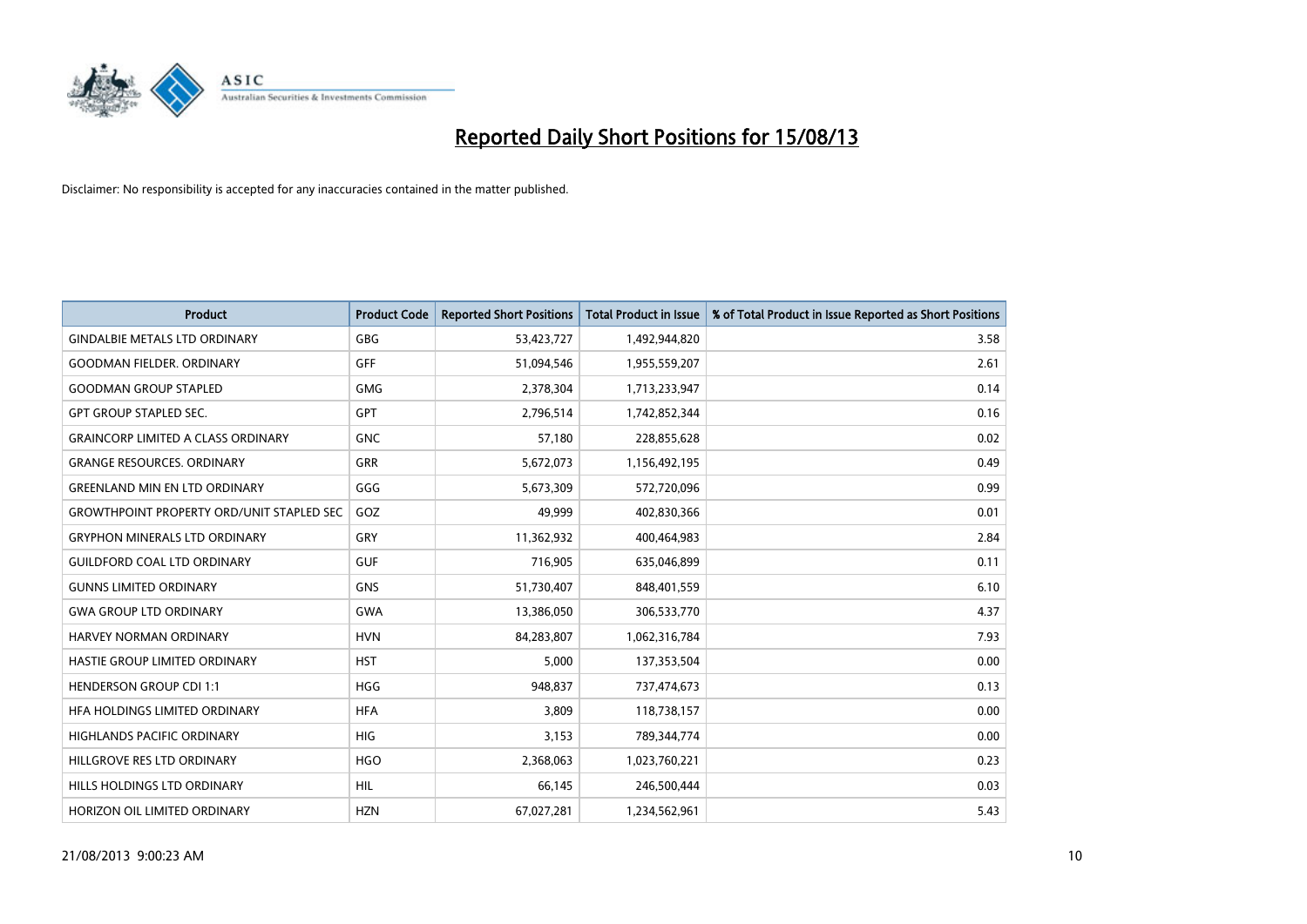# Reported Daily Short Positions for 15/08/13

Disclaimer: No responsibility is accepted for any inaccuracies contained in the matter published.

| Product | Product Code | Reported Short Positions | Total Product in Issue | % of Total Product in Issue Reported as Short Positions |
|---|---|---|---|---|
| GINDALBIE METALS LTD ORDINARY | GBG | 53,423,727 | 1,492,944,820 | 3.58 |
| GOODMAN FIELDER. ORDINARY | GFF | 51,094,546 | 1,955,559,207 | 2.61 |
| GOODMAN GROUP STAPLED | GMG | 2,378,304 | 1,713,233,947 | 0.14 |
| GPT GROUP STAPLED SEC. | GPT | 2,796,514 | 1,742,852,344 | 0.16 |
| GRAINCORP LIMITED A CLASS ORDINARY | GNC | 57,180 | 228,855,628 | 0.02 |
| GRANGE RESOURCES. ORDINARY | GRR | 5,672,073 | 1,156,492,195 | 0.49 |
| GREENLAND MIN EN LTD ORDINARY | GGG | 5,673,309 | 572,720,096 | 0.99 |
| GROWTHPOINT PROPERTY ORD/UNIT STAPLED SEC | GOZ | 49,999 | 402,830,366 | 0.01 |
| GRYPHON MINERALS LTD ORDINARY | GRY | 11,362,932 | 400,464,983 | 2.84 |
| GUILDFORD COAL LTD ORDINARY | GUF | 716,905 | 635,046,899 | 0.11 |
| GUNNS LIMITED ORDINARY | GNS | 51,730,407 | 848,401,559 | 6.10 |
| GWA GROUP LTD ORDINARY | GWA | 13,386,050 | 306,533,770 | 4.37 |
| HARVEY NORMAN ORDINARY | HVN | 84,283,807 | 1,062,316,784 | 7.93 |
| HASTIE GROUP LIMITED ORDINARY | HST | 5,000 | 137,353,504 | 0.00 |
| HENDERSON GROUP CDI 1:1 | HGG | 948,837 | 737,474,673 | 0.13 |
| HFA HOLDINGS LIMITED ORDINARY | HFA | 3,809 | 118,738,157 | 0.00 |
| HIGHLANDS PACIFIC ORDINARY | HIG | 3,153 | 789,344,774 | 0.00 |
| HILLGROVE RES LTD ORDINARY | HGO | 2,368,063 | 1,023,760,221 | 0.23 |
| HILLS HOLDINGS LTD ORDINARY | HIL | 66,145 | 246,500,444 | 0.03 |
| HORIZON OIL LIMITED ORDINARY | HZN | 67,027,281 | 1,234,562,961 | 5.43 |

21/08/2013 9:00:23 AM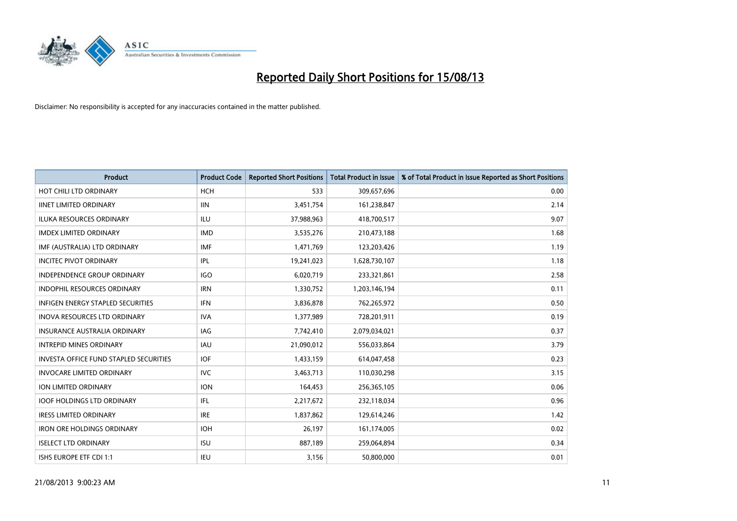# Reported Daily Short Positions for 15/08/13

Disclaimer: No responsibility is accepted for any inaccuracies contained in the matter published.

| Product | Product Code | Reported Short Positions | Total Product in Issue | % of Total Product in Issue Reported as Short Positions |
|---|---|---|---|---|
| HOT CHILI LTD ORDINARY | HCH | 533 | 309,657,696 | 0.00 |
| IINET LIMITED ORDINARY | IIN | 3,451,754 | 161,238,847 | 2.14 |
| ILUKA RESOURCES ORDINARY | ILU | 37,988,963 | 418,700,517 | 9.07 |
| IMDEX LIMITED ORDINARY | IMD | 3,535,276 | 210,473,188 | 1.68 |
| IMF (AUSTRALIA) LTD ORDINARY | IMF | 1,471,769 | 123,203,426 | 1.19 |
| INCITEC PIVOT ORDINARY | IPL | 19,241,023 | 1,628,730,107 | 1.18 |
| INDEPENDENCE GROUP ORDINARY | IGO | 6,020,719 | 233,321,861 | 2.58 |
| INDOPHIL RESOURCES ORDINARY | IRN | 1,330,752 | 1,203,146,194 | 0.11 |
| INFIGEN ENERGY STAPLED SECURITIES | IFN | 3,836,878 | 762,265,972 | 0.50 |
| INOVA RESOURCES LTD ORDINARY | IVA | 1,377,989 | 728,201,911 | 0.19 |
| INSURANCE AUSTRALIA ORDINARY | IAG | 7,742,410 | 2,079,034,021 | 0.37 |
| INTREPID MINES ORDINARY | IAU | 21,090,012 | 556,033,864 | 3.79 |
| INVESTA OFFICE FUND STAPLED SECURITIES | IOF | 1,433,159 | 614,047,458 | 0.23 |
| INVOCARE LIMITED ORDINARY | IVC | 3,463,713 | 110,030,298 | 3.15 |
| ION LIMITED ORDINARY | ION | 164,453 | 256,365,105 | 0.06 |
| IOOF HOLDINGS LTD ORDINARY | IFL | 2,217,672 | 232,118,034 | 0.96 |
| IRESS LIMITED ORDINARY | IRE | 1,837,862 | 129,614,246 | 1.42 |
| IRON ORE HOLDINGS ORDINARY | IOH | 26,197 | 161,174,005 | 0.02 |
| ISELECT LTD ORDINARY | ISU | 887,189 | 259,064,894 | 0.34 |
| ISHS EUROPE ETF CDI 1:1 | IEU | 3,156 | 50,800,000 | 0.01 |

21/08/2013 9:00:23 AM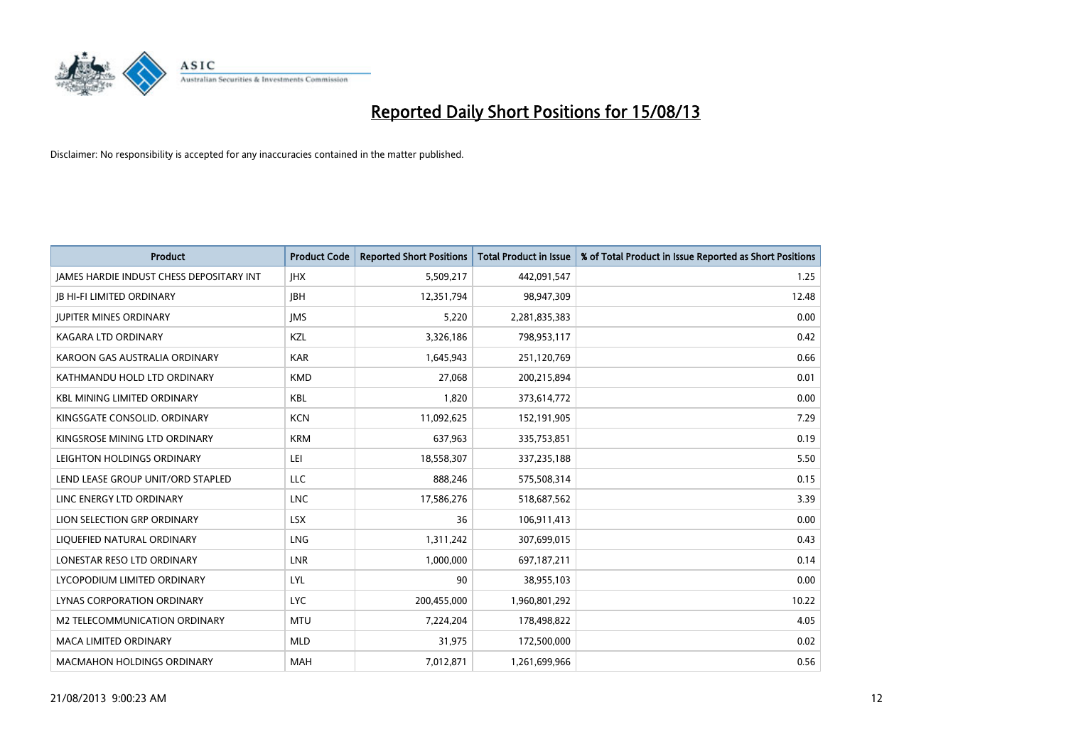# Reported Daily Short Positions for 15/08/13

Disclaimer: No responsibility is accepted for any inaccuracies contained in the matter published.

| Product | Product Code | Reported Short Positions | Total Product in Issue | % of Total Product in Issue Reported as Short Positions |
|---|---|---|---|---|
| JAMES HARDIE INDUST CHESS DEPOSITARY INT | JHX | 5,509,217 | 442,091,547 | 1.25 |
| JB HI-FI LIMITED ORDINARY | JBH | 12,351,794 | 98,947,309 | 12.48 |
| JUPITER MINES ORDINARY | JMS | 5,220 | 2,281,835,383 | 0.00 |
| KAGARA LTD ORDINARY | KZL | 3,326,186 | 798,953,117 | 0.42 |
| KAROON GAS AUSTRALIA ORDINARY | KAR | 1,645,943 | 251,120,769 | 0.66 |
| KATHMANDU HOLD LTD ORDINARY | KMD | 27,068 | 200,215,894 | 0.01 |
| KBL MINING LIMITED ORDINARY | KBL | 1,820 | 373,614,772 | 0.00 |
| KINGSGATE CONSOLID. ORDINARY | KCN | 11,092,625 | 152,191,905 | 7.29 |
| KINGSROSE MINING LTD ORDINARY | KRM | 637,963 | 335,753,851 | 0.19 |
| LEIGHTON HOLDINGS ORDINARY | LEI | 18,558,307 | 337,235,188 | 5.50 |
| LEND LEASE GROUP UNIT/ORD STAPLED | LLC | 888,246 | 575,508,314 | 0.15 |
| LINC ENERGY LTD ORDINARY | LNC | 17,586,276 | 518,687,562 | 3.39 |
| LION SELECTION GRP ORDINARY | LSX | 36 | 106,911,413 | 0.00 |
| LIQUEFIED NATURAL ORDINARY | LNG | 1,311,242 | 307,699,015 | 0.43 |
| LONESTAR RESO LTD ORDINARY | LNR | 1,000,000 | 697,187,211 | 0.14 |
| LYCOPODIUM LIMITED ORDINARY | LYL | 90 | 38,955,103 | 0.00 |
| LYNAS CORPORATION ORDINARY | LYC | 200,455,000 | 1,960,801,292 | 10.22 |
| M2 TELECOMMUNICATION ORDINARY | MTU | 7,224,204 | 178,498,822 | 4.05 |
| MACA LIMITED ORDINARY | MLD | 31,975 | 172,500,000 | 0.02 |
| MACMAHON HOLDINGS ORDINARY | MAH | 7,012,871 | 1,261,699,966 | 0.56 |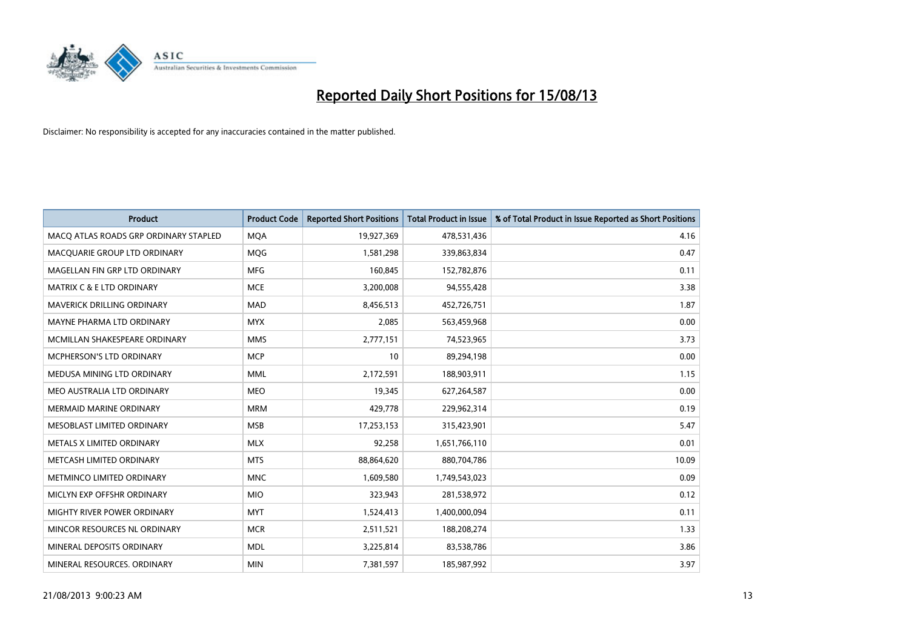# Reported Daily Short Positions for 15/08/13

Disclaimer: No responsibility is accepted for any inaccuracies contained in the matter published.

| Product | Product Code | Reported Short Positions | Total Product in Issue | % of Total Product in Issue Reported as Short Positions |
|---|---|---|---|---|
| MACQ ATLAS ROADS GRP ORDINARY STAPLED | MQA | 19,927,369 | 478,531,436 | 4.16 |
| MACQUARIE GROUP LTD ORDINARY | MQG | 1,581,298 | 339,863,834 | 0.47 |
| MAGELLAN FIN GRP LTD ORDINARY | MFG | 160,845 | 152,782,876 | 0.11 |
| MATRIX C & E LTD ORDINARY | MCE | 3,200,008 | 94,555,428 | 3.38 |
| MAVERICK DRILLING ORDINARY | MAD | 8,456,513 | 452,726,751 | 1.87 |
| MAYNE PHARMA LTD ORDINARY | MYX | 2,085 | 563,459,968 | 0.00 |
| MCMILLAN SHAKESPEARE ORDINARY | MMS | 2,777,151 | 74,523,965 | 3.73 |
| MCPHERSON'S LTD ORDINARY | MCP | 10 | 89,294,198 | 0.00 |
| MEDUSA MINING LTD ORDINARY | MML | 2,172,591 | 188,903,911 | 1.15 |
| MEO AUSTRALIA LTD ORDINARY | MEO | 19,345 | 627,264,587 | 0.00 |
| MERMAID MARINE ORDINARY | MRM | 429,778 | 229,962,314 | 0.19 |
| MESOBLAST LIMITED ORDINARY | MSB | 17,253,153 | 315,423,901 | 5.47 |
| METALS X LIMITED ORDINARY | MLX | 92,258 | 1,651,766,110 | 0.01 |
| METCASH LIMITED ORDINARY | MTS | 88,864,620 | 880,704,786 | 10.09 |
| METMINCO LIMITED ORDINARY | MNC | 1,609,580 | 1,749,543,023 | 0.09 |
| MICLYN EXP OFFSHR ORDINARY | MIO | 323,943 | 281,538,972 | 0.12 |
| MIGHTY RIVER POWER ORDINARY | MYT | 1,524,413 | 1,400,000,094 | 0.11 |
| MINCOR RESOURCES NL ORDINARY | MCR | 2,511,521 | 188,208,274 | 1.33 |
| MINERAL DEPOSITS ORDINARY | MDL | 3,225,814 | 83,538,786 | 3.86 |
| MINERAL RESOURCES. ORDINARY | MIN | 7,381,597 | 185,987,992 | 3.97 |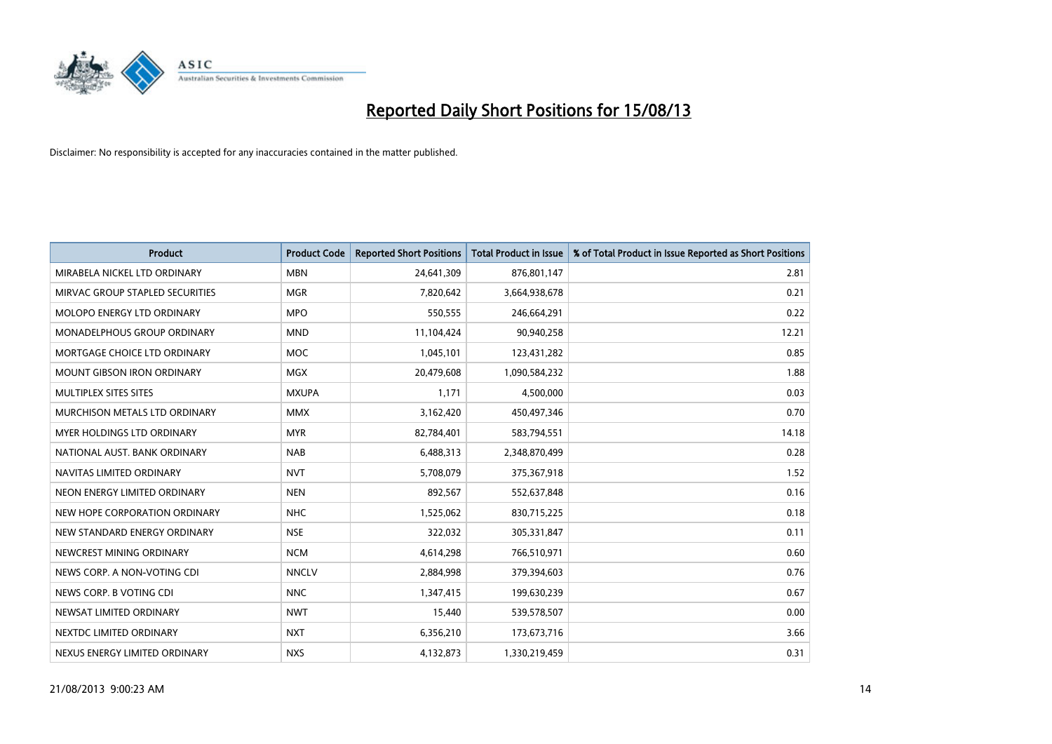# Reported Daily Short Positions for 15/08/13

Disclaimer: No responsibility is accepted for any inaccuracies contained in the matter published.

| Product | Product Code | Reported Short Positions | Total Product in Issue | % of Total Product in Issue Reported as Short Positions |
|---|---|---|---|---|
| MIRABELA NICKEL LTD ORDINARY | MBN | 24,641,309 | 876,801,147 | 2.81 |
| MIRVAC GROUP STAPLED SECURITIES | MGR | 7,820,642 | 3,664,938,678 | 0.21 |
| MOLOPO ENERGY LTD ORDINARY | MPO | 550,555 | 246,664,291 | 0.22 |
| MONADELPHOUS GROUP ORDINARY | MND | 11,104,424 | 90,940,258 | 12.21 |
| MORTGAGE CHOICE LTD ORDINARY | MOC | 1,045,101 | 123,431,282 | 0.85 |
| MOUNT GIBSON IRON ORDINARY | MGX | 20,479,608 | 1,090,584,232 | 1.88 |
| MULTIPLEX SITES SITES | MXUPA | 1,171 | 4,500,000 | 0.03 |
| MURCHISON METALS LTD ORDINARY | MMX | 3,162,420 | 450,497,346 | 0.70 |
| MYER HOLDINGS LTD ORDINARY | MYR | 82,784,401 | 583,794,551 | 14.18 |
| NATIONAL AUST. BANK ORDINARY | NAB | 6,488,313 | 2,348,870,499 | 0.28 |
| NAVITAS LIMITED ORDINARY | NVT | 5,708,079 | 375,367,918 | 1.52 |
| NEON ENERGY LIMITED ORDINARY | NEN | 892,567 | 552,637,848 | 0.16 |
| NEW HOPE CORPORATION ORDINARY | NHC | 1,525,062 | 830,715,225 | 0.18 |
| NEW STANDARD ENERGY ORDINARY | NSE | 322,032 | 305,331,847 | 0.11 |
| NEWCREST MINING ORDINARY | NCM | 4,614,298 | 766,510,971 | 0.60 |
| NEWS CORP. A NON-VOTING CDI | NNCLV | 2,884,998 | 379,394,603 | 0.76 |
| NEWS CORP. B VOTING CDI | NNC | 1,347,415 | 199,630,239 | 0.67 |
| NEWSAT LIMITED ORDINARY | NWT | 15,440 | 539,578,507 | 0.00 |
| NEXTDC LIMITED ORDINARY | NXT | 6,356,210 | 173,673,716 | 3.66 |
| NEXUS ENERGY LIMITED ORDINARY | NXS | 4,132,873 | 1,330,219,459 | 0.31 |

21/08/2013 9:00:23 AM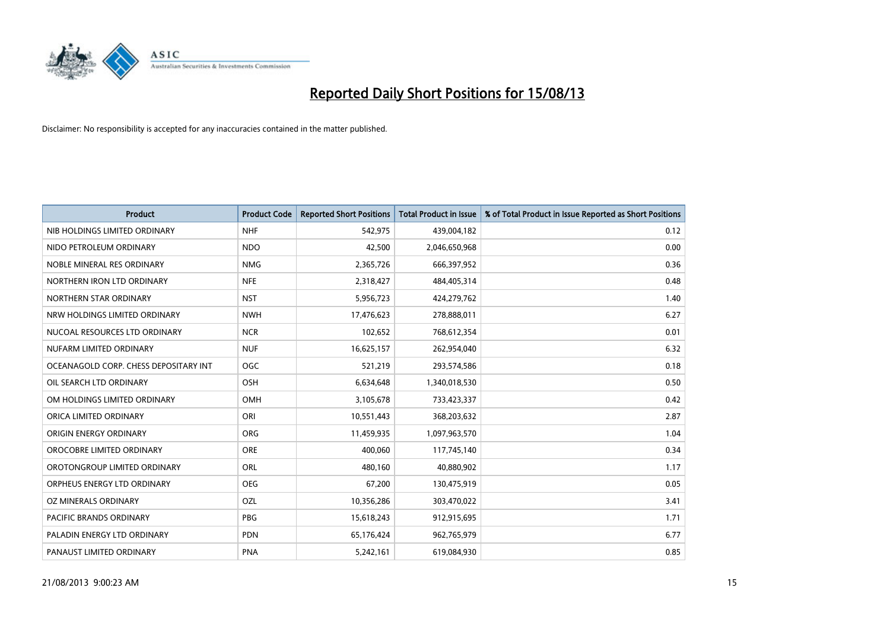# Reported Daily Short Positions for 15/08/13

Disclaimer: No responsibility is accepted for any inaccuracies contained in the matter published.

| Product | Product Code | Reported Short Positions | Total Product in Issue | % of Total Product in Issue Reported as Short Positions |
|---|---|---|---|---|
| NIB HOLDINGS LIMITED ORDINARY | NHF | 542,975 | 439,004,182 | 0.12 |
| NIDO PETROLEUM ORDINARY | NDO | 42,500 | 2,046,650,968 | 0.00 |
| NOBLE MINERAL RES ORDINARY | NMG | 2,365,726 | 666,397,952 | 0.36 |
| NORTHERN IRON LTD ORDINARY | NFE | 2,318,427 | 484,405,314 | 0.48 |
| NORTHERN STAR ORDINARY | NST | 5,956,723 | 424,279,762 | 1.40 |
| NRW HOLDINGS LIMITED ORDINARY | NWH | 17,476,623 | 278,888,011 | 6.27 |
| NUCOAL RESOURCES LTD ORDINARY | NCR | 102,652 | 768,612,354 | 0.01 |
| NUFARM LIMITED ORDINARY | NUF | 16,625,157 | 262,954,040 | 6.32 |
| OCEANAGOLD CORP. CHESS DEPOSITARY INT | OGC | 521,219 | 293,574,586 | 0.18 |
| OIL SEARCH LTD ORDINARY | OSH | 6,634,648 | 1,340,018,530 | 0.50 |
| OM HOLDINGS LIMITED ORDINARY | OMH | 3,105,678 | 733,423,337 | 0.42 |
| ORICA LIMITED ORDINARY | ORI | 10,551,443 | 368,203,632 | 2.87 |
| ORIGIN ENERGY ORDINARY | ORG | 11,459,935 | 1,097,963,570 | 1.04 |
| OROCOBRE LIMITED ORDINARY | ORE | 400,060 | 117,745,140 | 0.34 |
| OROTONGROUP LIMITED ORDINARY | ORL | 480,160 | 40,880,902 | 1.17 |
| ORPHEUS ENERGY LTD ORDINARY | OEG | 67,200 | 130,475,919 | 0.05 |
| OZ MINERALS ORDINARY | OZL | 10,356,286 | 303,470,022 | 3.41 |
| PACIFIC BRANDS ORDINARY | PBG | 15,618,243 | 912,915,695 | 1.71 |
| PALADIN ENERGY LTD ORDINARY | PDN | 65,176,424 | 962,765,979 | 6.77 |
| PANAUST LIMITED ORDINARY | PNA | 5,242,161 | 619,084,930 | 0.85 |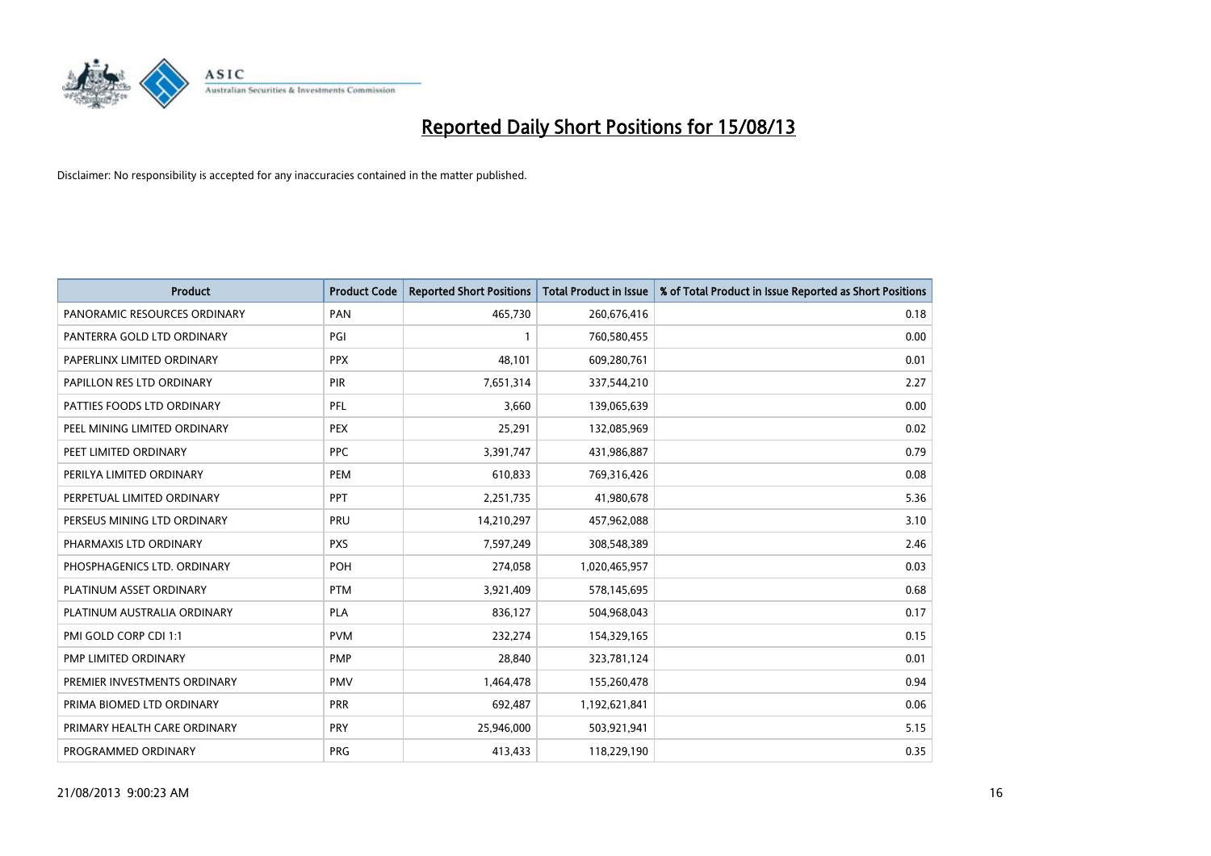# Reported Daily Short Positions for 15/08/13

Disclaimer: No responsibility is accepted for any inaccuracies contained in the matter published.

| Product | Product Code | Reported Short Positions | Total Product in Issue | % of Total Product in Issue Reported as Short Positions |
|---|---|---|---|---|
| PANORAMIC RESOURCES ORDINARY | PAN | 465,730 | 260,676,416 | 0.18 |
| PANTERRA GOLD LTD ORDINARY | PGI | 1 | 760,580,455 | 0.00 |
| PAPERLINX LIMITED ORDINARY | PPX | 48,101 | 609,280,761 | 0.01 |
| PAPILLON RES LTD ORDINARY | PIR | 7,651,314 | 337,544,210 | 2.27 |
| PATTIES FOODS LTD ORDINARY | PFL | 3,660 | 139,065,639 | 0.00 |
| PEEL MINING LIMITED ORDINARY | PEX | 25,291 | 132,085,969 | 0.02 |
| PEET LIMITED ORDINARY | PPC | 3,391,747 | 431,986,887 | 0.79 |
| PERILYA LIMITED ORDINARY | PEM | 610,833 | 769,316,426 | 0.08 |
| PERPETUAL LIMITED ORDINARY | PPT | 2,251,735 | 41,980,678 | 5.36 |
| PERSEUS MINING LTD ORDINARY | PRU | 14,210,297 | 457,962,088 | 3.10 |
| PHARMAXIS LTD ORDINARY | PXS | 7,597,249 | 308,548,389 | 2.46 |
| PHOSPHAGENICS LTD. ORDINARY | POH | 274,058 | 1,020,465,957 | 0.03 |
| PLATINUM ASSET ORDINARY | PTM | 3,921,409 | 578,145,695 | 0.68 |
| PLATINUM AUSTRALIA ORDINARY | PLA | 836,127 | 504,968,043 | 0.17 |
| PMI GOLD CORP CDI 1:1 | PVM | 232,274 | 154,329,165 | 0.15 |
| PMP LIMITED ORDINARY | PMP | 28,840 | 323,781,124 | 0.01 |
| PREMIER INVESTMENTS ORDINARY | PMV | 1,464,478 | 155,260,478 | 0.94 |
| PRIMA BIOMED LTD ORDINARY | PRR | 692,487 | 1,192,621,841 | 0.06 |
| PRIMARY HEALTH CARE ORDINARY | PRY | 25,946,000 | 503,921,941 | 5.15 |
| PROGRAMMED ORDINARY | PRG | 413,433 | 118,229,190 | 0.35 |

21/08/2013 9:00:23 AM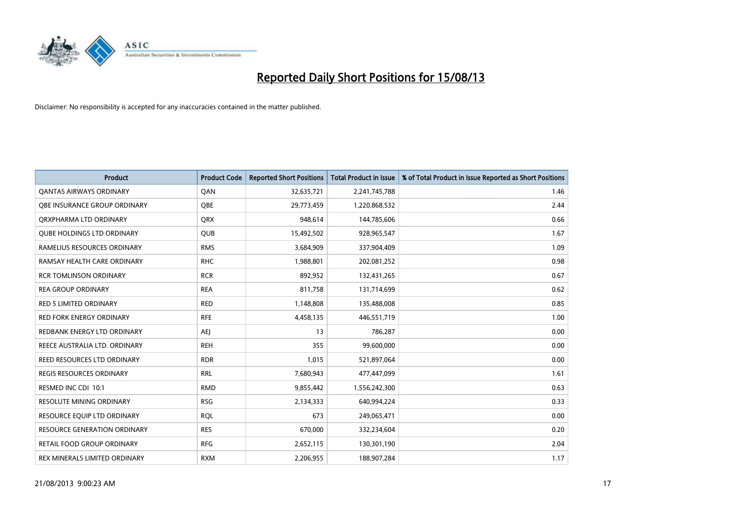# Reported Daily Short Positions for 15/08/13

Disclaimer: No responsibility is accepted for any inaccuracies contained in the matter published.

| Product | Product Code | Reported Short Positions | Total Product in Issue | % of Total Product in Issue Reported as Short Positions |
|---|---|---|---|---|
| QANTAS AIRWAYS ORDINARY | QAN | 32,635,721 | 2,241,745,788 | 1.46 |
| QBE INSURANCE GROUP ORDINARY | QBE | 29,773,459 | 1,220,868,532 | 2.44 |
| QRXPHARMA LTD ORDINARY | QRX | 948,614 | 144,785,606 | 0.66 |
| QUBE HOLDINGS LTD ORDINARY | QUB | 15,492,502 | 928,965,547 | 1.67 |
| RAMELIUS RESOURCES ORDINARY | RMS | 3,684,909 | 337,904,409 | 1.09 |
| RAMSAY HEALTH CARE ORDINARY | RHC | 1,988,801 | 202,081,252 | 0.98 |
| RCR TOMLINSON ORDINARY | RCR | 892,952 | 132,431,265 | 0.67 |
| REA GROUP ORDINARY | REA | 811,758 | 131,714,699 | 0.62 |
| RED 5 LIMITED ORDINARY | RED | 1,148,808 | 135,488,008 | 0.85 |
| RED FORK ENERGY ORDINARY | RFE | 4,458,135 | 446,551,719 | 1.00 |
| REDBANK ENERGY LTD ORDINARY | AEJ | 13 | 786,287 | 0.00 |
| REECE AUSTRALIA LTD. ORDINARY | REH | 355 | 99,600,000 | 0.00 |
| REED RESOURCES LTD ORDINARY | RDR | 1,015 | 521,897,064 | 0.00 |
| REGIS RESOURCES ORDINARY | RRL | 7,680,943 | 477,447,099 | 1.61 |
| RESMED INC CDI 10:1 | RMD | 9,855,442 | 1,556,242,300 | 0.63 |
| RESOLUTE MINING ORDINARY | RSG | 2,134,333 | 640,994,224 | 0.33 |
| RESOURCE EQUIP LTD ORDINARY | RQL | 673 | 249,065,471 | 0.00 |
| RESOURCE GENERATION ORDINARY | RES | 670,000 | 332,234,604 | 0.20 |
| RETAIL FOOD GROUP ORDINARY | RFG | 2,652,115 | 130,301,190 | 2.04 |
| REX MINERALS LIMITED ORDINARY | RXM | 2,206,955 | 188,907,284 | 1.17 |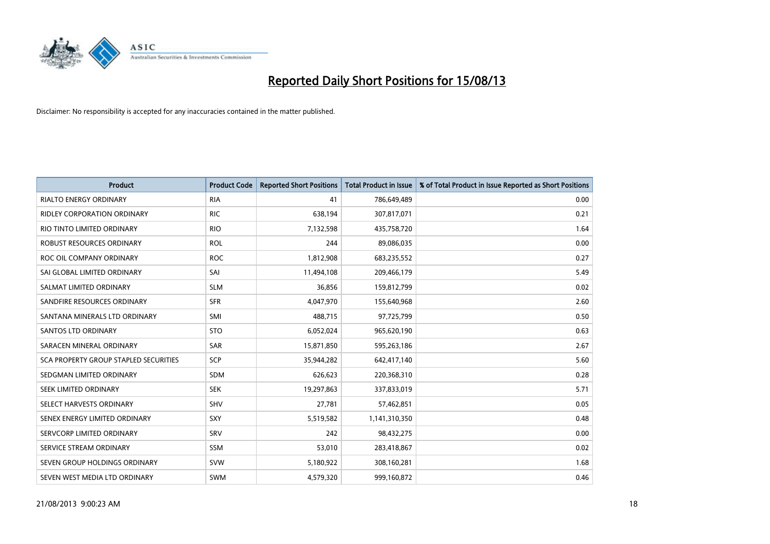# Reported Daily Short Positions for 15/08/13

Disclaimer: No responsibility is accepted for any inaccuracies contained in the matter published.

| Product | Product Code | Reported Short Positions | Total Product in Issue | % of Total Product in Issue Reported as Short Positions |
|---|---|---|---|---|
| RIALTO ENERGY ORDINARY | RIA | 41 | 786,649,489 | 0.00 |
| RIDLEY CORPORATION ORDINARY | RIC | 638,194 | 307,817,071 | 0.21 |
| RIO TINTO LIMITED ORDINARY | RIO | 7,132,598 | 435,758,720 | 1.64 |
| ROBUST RESOURCES ORDINARY | ROL | 244 | 89,086,035 | 0.00 |
| ROC OIL COMPANY ORDINARY | ROC | 1,812,908 | 683,235,552 | 0.27 |
| SAI GLOBAL LIMITED ORDINARY | SAI | 11,494,108 | 209,466,179 | 5.49 |
| SALMAT LIMITED ORDINARY | SLM | 36,856 | 159,812,799 | 0.02 |
| SANDFIRE RESOURCES ORDINARY | SFR | 4,047,970 | 155,640,968 | 2.60 |
| SANTANA MINERALS LTD ORDINARY | SMI | 488,715 | 97,725,799 | 0.50 |
| SANTOS LTD ORDINARY | STO | 6,052,024 | 965,620,190 | 0.63 |
| SARACEN MINERAL ORDINARY | SAR | 15,871,850 | 595,263,186 | 2.67 |
| SCA PROPERTY GROUP STAPLED SECURITIES | SCP | 35,944,282 | 642,417,140 | 5.60 |
| SEDGMAN LIMITED ORDINARY | SDM | 626,623 | 220,368,310 | 0.28 |
| SEEK LIMITED ORDINARY | SEK | 19,297,863 | 337,833,019 | 5.71 |
| SELECT HARVESTS ORDINARY | SHV | 27,781 | 57,462,851 | 0.05 |
| SENEX ENERGY LIMITED ORDINARY | SXY | 5,519,582 | 1,141,310,350 | 0.48 |
| SERVCORP LIMITED ORDINARY | SRV | 242 | 98,432,275 | 0.00 |
| SERVICE STREAM ORDINARY | SSM | 53,010 | 283,418,867 | 0.02 |
| SEVEN GROUP HOLDINGS ORDINARY | SVW | 5,180,922 | 308,160,281 | 1.68 |
| SEVEN WEST MEDIA LTD ORDINARY | SWM | 4,579,320 | 999,160,872 | 0.46 |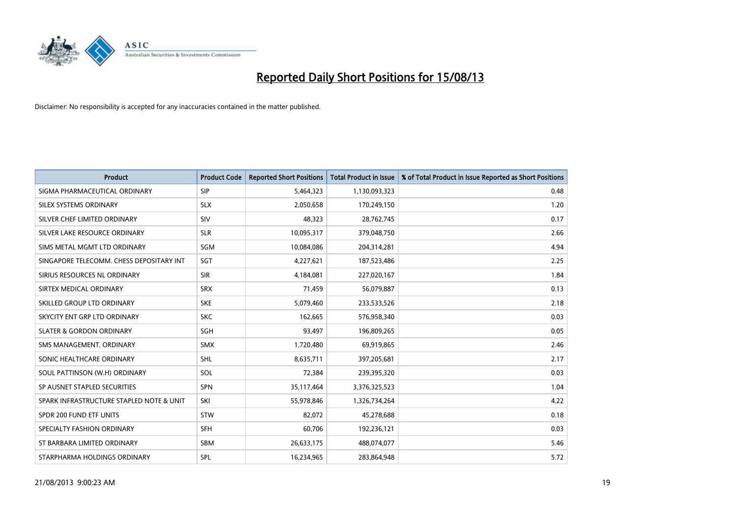# Reported Daily Short Positions for 15/08/13

Disclaimer: No responsibility is accepted for any inaccuracies contained in the matter published.

| Product | Product Code | Reported Short Positions | Total Product in Issue | % of Total Product in Issue Reported as Short Positions |
|---|---|---|---|---|
| SIGMA PHARMACEUTICAL ORDINARY | SIP | 5,464,323 | 1,130,093,323 | 0.48 |
| SILEX SYSTEMS ORDINARY | SLX | 2,050,658 | 170,249,150 | 1.20 |
| SILVER CHEF LIMITED ORDINARY | SIV | 48,323 | 28,762,745 | 0.17 |
| SILVER LAKE RESOURCE ORDINARY | SLR | 10,095,317 | 379,048,750 | 2.66 |
| SIMS METAL MGMT LTD ORDINARY | SGM | 10,084,086 | 204,314,281 | 4.94 |
| SINGAPORE TELECOMM. CHESS DEPOSITARY INT | SGT | 4,227,621 | 187,523,486 | 2.25 |
| SIRIUS RESOURCES NL ORDINARY | SIR | 4,184,081 | 227,020,167 | 1.84 |
| SIRTEX MEDICAL ORDINARY | SRX | 71,459 | 56,079,887 | 0.13 |
| SKILLED GROUP LTD ORDINARY | SKE | 5,079,460 | 233,533,526 | 2.18 |
| SKYCITY ENT GRP LTD ORDINARY | SKC | 162,665 | 576,958,340 | 0.03 |
| SLATER & GORDON ORDINARY | SGH | 93,497 | 196,809,265 | 0.05 |
| SMS MANAGEMENT. ORDINARY | SMX | 1,720,480 | 69,919,865 | 2.46 |
| SONIC HEALTHCARE ORDINARY | SHL | 8,635,711 | 397,205,681 | 2.17 |
| SOUL PATTINSON (W.H) ORDINARY | SOL | 72,384 | 239,395,320 | 0.03 |
| SP AUSNET STAPLED SECURITIES | SPN | 35,117,464 | 3,376,325,523 | 1.04 |
| SPARK INFRASTRUCTURE STAPLED NOTE & UNIT | SKI | 55,978,846 | 1,326,734,264 | 4.22 |
| SPDR 200 FUND ETF UNITS | STW | 82,072 | 45,278,688 | 0.18 |
| SPECIALTY FASHION ORDINARY | SFH | 60,706 | 192,236,121 | 0.03 |
| ST BARBARA LIMITED ORDINARY | SBM | 26,633,175 | 488,074,077 | 5.46 |
| STARPHARMA HOLDINGS ORDINARY | SPL | 16,234,965 | 283,864,948 | 5.72 |

21/08/2013 9:00:23 AM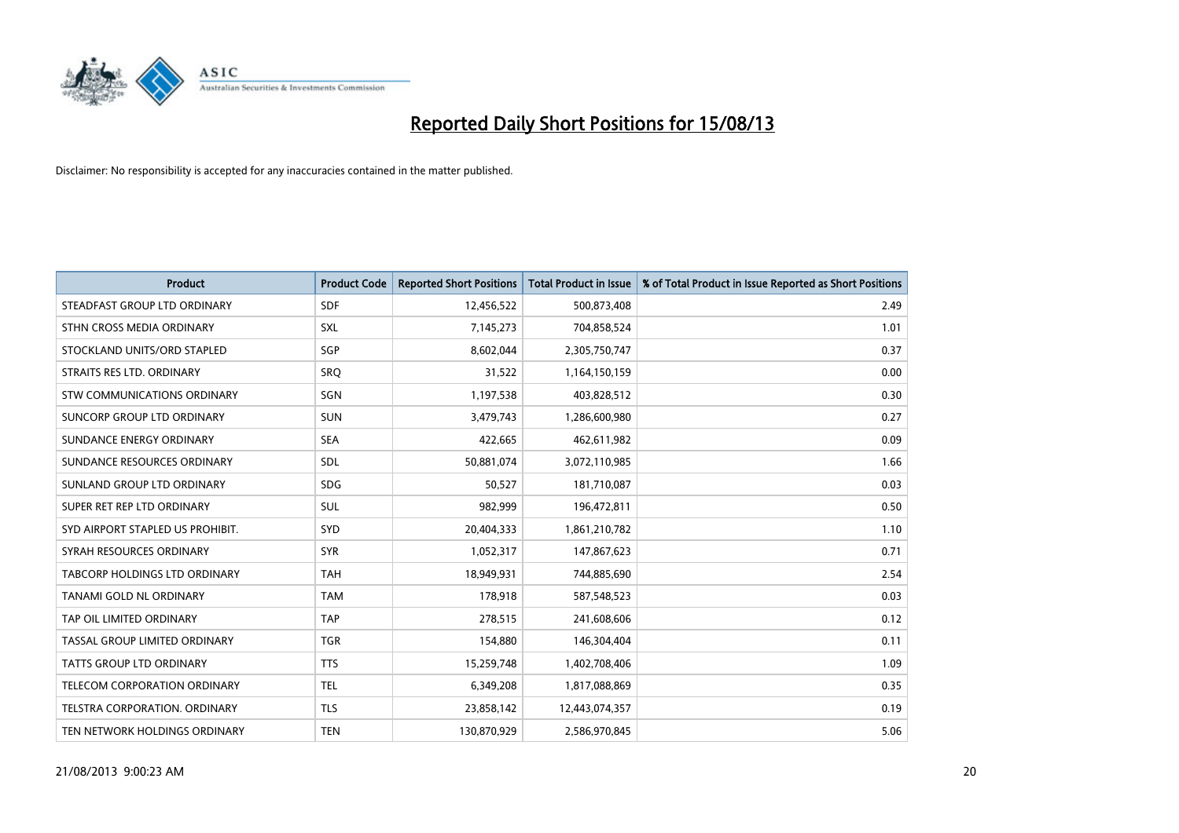# Reported Daily Short Positions for 15/08/13

Disclaimer: No responsibility is accepted for any inaccuracies contained in the matter published.

| Product | Product Code | Reported Short Positions | Total Product in Issue | % of Total Product in Issue Reported as Short Positions |
|---|---|---|---|---|
| STEADFAST GROUP LTD ORDINARY | SDF | 12,456,522 | 500,873,408 | 2.49 |
| STHN CROSS MEDIA ORDINARY | SXL | 7,145,273 | 704,858,524 | 1.01 |
| STOCKLAND UNITS/ORD STAPLED | SGP | 8,602,044 | 2,305,750,747 | 0.37 |
| STRAITS RES LTD. ORDINARY | SRQ | 31,522 | 1,164,150,159 | 0.00 |
| STW COMMUNICATIONS ORDINARY | SGN | 1,197,538 | 403,828,512 | 0.30 |
| SUNCORP GROUP LTD ORDINARY | SUN | 3,479,743 | 1,286,600,980 | 0.27 |
| SUNDANCE ENERGY ORDINARY | SEA | 422,665 | 462,611,982 | 0.09 |
| SUNDANCE RESOURCES ORDINARY | SDL | 50,881,074 | 3,072,110,985 | 1.66 |
| SUNLAND GROUP LTD ORDINARY | SDG | 50,527 | 181,710,087 | 0.03 |
| SUPER RET REP LTD ORDINARY | SUL | 982,999 | 196,472,811 | 0.50 |
| SYD AIRPORT STAPLED US PROHIBIT. | SYD | 20,404,333 | 1,861,210,782 | 1.10 |
| SYRAH RESOURCES ORDINARY | SYR | 1,052,317 | 147,867,623 | 0.71 |
| TABCORP HOLDINGS LTD ORDINARY | TAH | 18,949,931 | 744,885,690 | 2.54 |
| TANAMI GOLD NL ORDINARY | TAM | 178,918 | 587,548,523 | 0.03 |
| TAP OIL LIMITED ORDINARY | TAP | 278,515 | 241,608,606 | 0.12 |
| TASSAL GROUP LIMITED ORDINARY | TGR | 154,880 | 146,304,404 | 0.11 |
| TATTS GROUP LTD ORDINARY | TTS | 15,259,748 | 1,402,708,406 | 1.09 |
| TELECOM CORPORATION ORDINARY | TEL | 6,349,208 | 1,817,088,869 | 0.35 |
| TELSTRA CORPORATION. ORDINARY | TLS | 23,858,142 | 12,443,074,357 | 0.19 |
| TEN NETWORK HOLDINGS ORDINARY | TEN | 130,870,929 | 2,586,970,845 | 5.06 |

21/08/2013 9:00:23 AM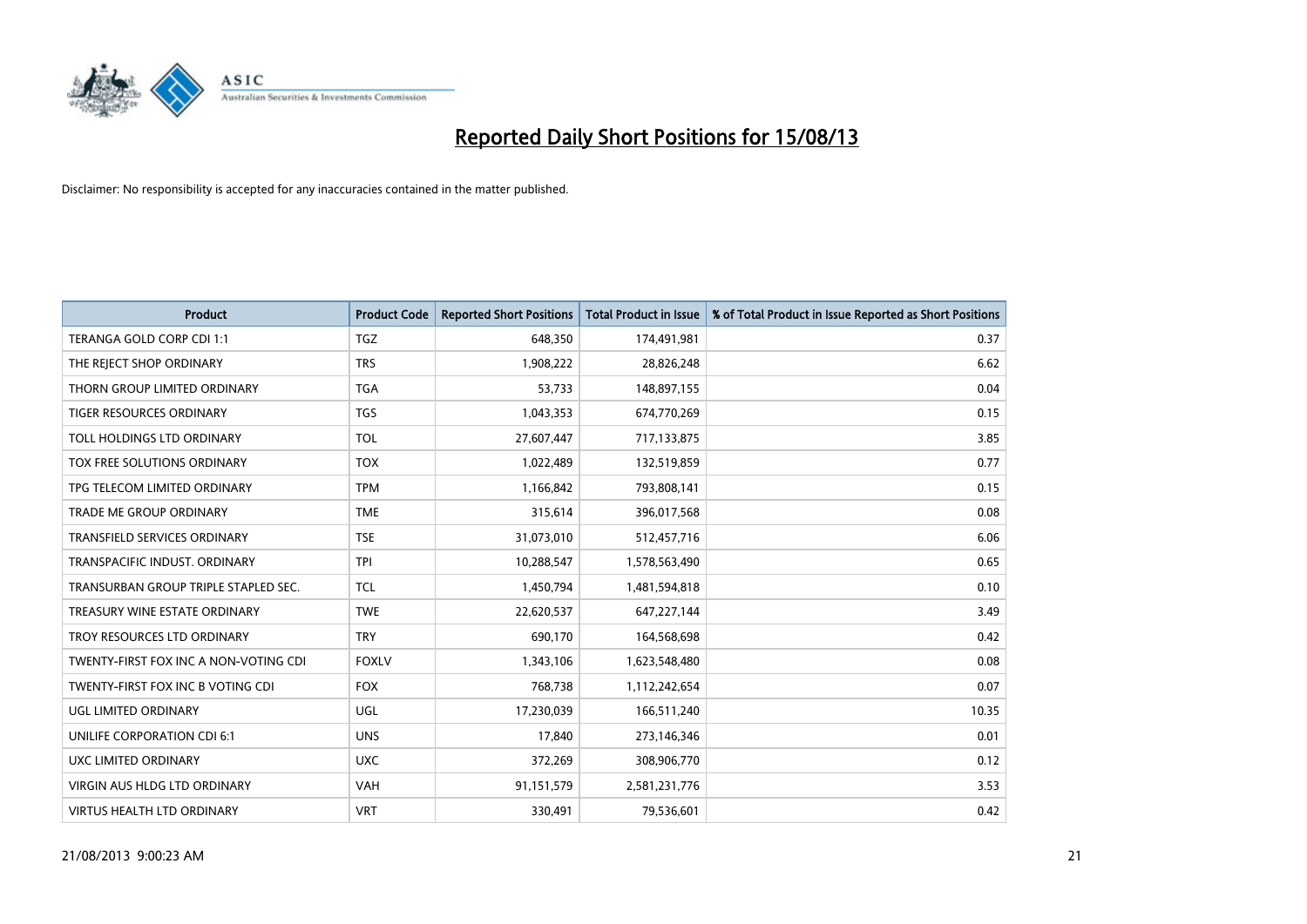# Reported Daily Short Positions for 15/08/13

Disclaimer: No responsibility is accepted for any inaccuracies contained in the matter published.

| Product | Product Code | Reported Short Positions | Total Product in Issue | % of Total Product in Issue Reported as Short Positions |
|---|---|---|---|---|
| TERANGA GOLD CORP CDI 1:1 | TGZ | 648,350 | 174,491,981 | 0.37 |
| THE REJECT SHOP ORDINARY | TRS | 1,908,222 | 28,826,248 | 6.62 |
| THORN GROUP LIMITED ORDINARY | TGA | 53,733 | 148,897,155 | 0.04 |
| TIGER RESOURCES ORDINARY | TGS | 1,043,353 | 674,770,269 | 0.15 |
| TOLL HOLDINGS LTD ORDINARY | TOL | 27,607,447 | 717,133,875 | 3.85 |
| TOX FREE SOLUTIONS ORDINARY | TOX | 1,022,489 | 132,519,859 | 0.77 |
| TPG TELECOM LIMITED ORDINARY | TPM | 1,166,842 | 793,808,141 | 0.15 |
| TRADE ME GROUP ORDINARY | TME | 315,614 | 396,017,568 | 0.08 |
| TRANSFIELD SERVICES ORDINARY | TSE | 31,073,010 | 512,457,716 | 6.06 |
| TRANSPACIFIC INDUST. ORDINARY | TPI | 10,288,547 | 1,578,563,490 | 0.65 |
| TRANSURBAN GROUP TRIPLE STAPLED SEC. | TCL | 1,450,794 | 1,481,594,818 | 0.10 |
| TREASURY WINE ESTATE ORDINARY | TWE | 22,620,537 | 647,227,144 | 3.49 |
| TROY RESOURCES LTD ORDINARY | TRY | 690,170 | 164,568,698 | 0.42 |
| TWENTY-FIRST FOX INC A NON-VOTING CDI | FOXLV | 1,343,106 | 1,623,548,480 | 0.08 |
| TWENTY-FIRST FOX INC B VOTING CDI | FOX | 768,738 | 1,112,242,654 | 0.07 |
| UGL LIMITED ORDINARY | UGL | 17,230,039 | 166,511,240 | 10.35 |
| UNILIFE CORPORATION CDI 6:1 | UNS | 17,840 | 273,146,346 | 0.01 |
| UXC LIMITED ORDINARY | UXC | 372,269 | 308,906,770 | 0.12 |
| VIRGIN AUS HLDG LTD ORDINARY | VAH | 91,151,579 | 2,581,231,776 | 3.53 |
| VIRTUS HEALTH LTD ORDINARY | VRT | 330,491 | 79,536,601 | 0.42 |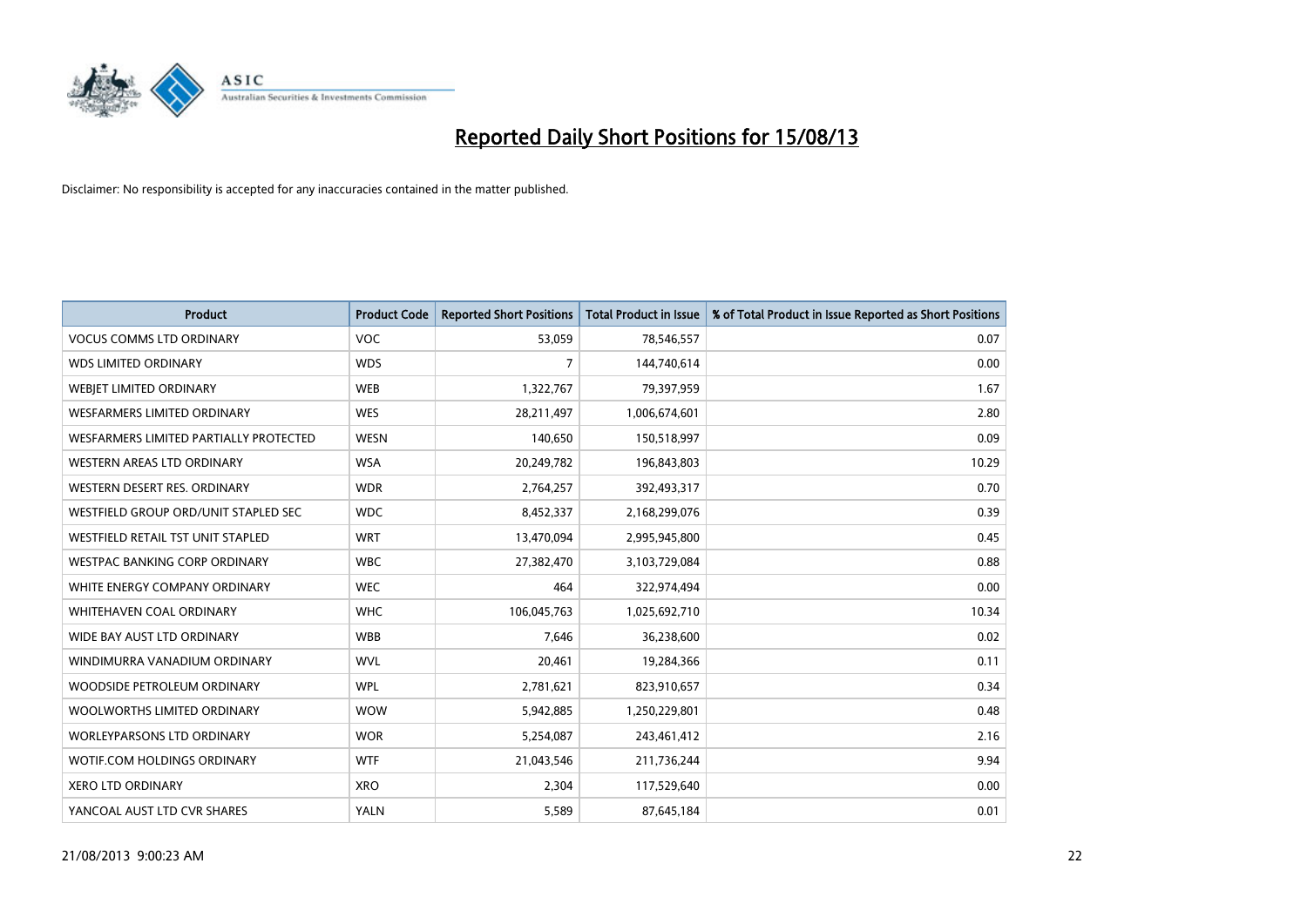# Reported Daily Short Positions for 15/08/13

Disclaimer: No responsibility is accepted for any inaccuracies contained in the matter published.

| Product | Product Code | Reported Short Positions | Total Product in Issue | % of Total Product in Issue Reported as Short Positions |
|---|---|---|---|---|
| VOCUS COMMS LTD ORDINARY | VOC | 53,059 | 78,546,557 | 0.07 |
| WDS LIMITED ORDINARY | WDS | 7 | 144,740,614 | 0.00 |
| WEBJET LIMITED ORDINARY | WEB | 1,322,767 | 79,397,959 | 1.67 |
| WESFARMERS LIMITED ORDINARY | WES | 28,211,497 | 1,006,674,601 | 2.80 |
| WESFARMERS LIMITED PARTIALLY PROTECTED | WESN | 140,650 | 150,518,997 | 0.09 |
| WESTERN AREAS LTD ORDINARY | WSA | 20,249,782 | 196,843,803 | 10.29 |
| WESTERN DESERT RES. ORDINARY | WDR | 2,764,257 | 392,493,317 | 0.70 |
| WESTFIELD GROUP ORD/UNIT STAPLED SEC | WDC | 8,452,337 | 2,168,299,076 | 0.39 |
| WESTFIELD RETAIL TST UNIT STAPLED | WRT | 13,470,094 | 2,995,945,800 | 0.45 |
| WESTPAC BANKING CORP ORDINARY | WBC | 27,382,470 | 3,103,729,084 | 0.88 |
| WHITE ENERGY COMPANY ORDINARY | WEC | 464 | 322,974,494 | 0.00 |
| WHITEHAVEN COAL ORDINARY | WHC | 106,045,763 | 1,025,692,710 | 10.34 |
| WIDE BAY AUST LTD ORDINARY | WBB | 7,646 | 36,238,600 | 0.02 |
| WINDIMURRA VANADIUM ORDINARY | WVL | 20,461 | 19,284,366 | 0.11 |
| WOODSIDE PETROLEUM ORDINARY | WPL | 2,781,621 | 823,910,657 | 0.34 |
| WOOLWORTHS LIMITED ORDINARY | WOW | 5,942,885 | 1,250,229,801 | 0.48 |
| WORLEYPARSONS LTD ORDINARY | WOR | 5,254,087 | 243,461,412 | 2.16 |
| WOTIF.COM HOLDINGS ORDINARY | WTF | 21,043,546 | 211,736,244 | 9.94 |
| XERO LTD ORDINARY | XRO | 2,304 | 117,529,640 | 0.00 |
| YANCOAL AUST LTD CVR SHARES | YALN | 5,589 | 87,645,184 | 0.01 |

21/08/2013 9:00:23 AM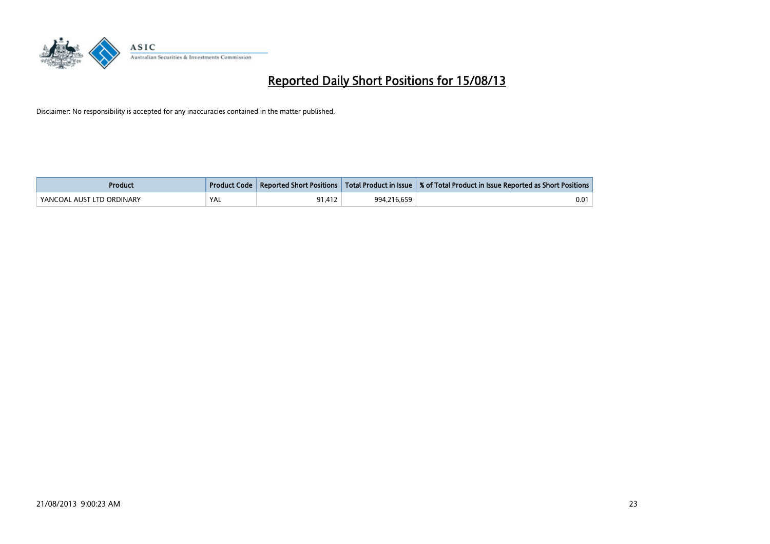# Reported Daily Short Positions for 15/08/13

Disclaimer: No responsibility is accepted for any inaccuracies contained in the matter published.

| Product | Product Code | Reported Short Positions | Total Product in Issue | % of Total Product in Issue Reported as Short Positions |
|---|---|---|---|---|
| YANCOAL AUST LTD ORDINARY | YAL | 91,412 | 994,216,659 | 0.01 |

21/08/2013 9:00:23 AM